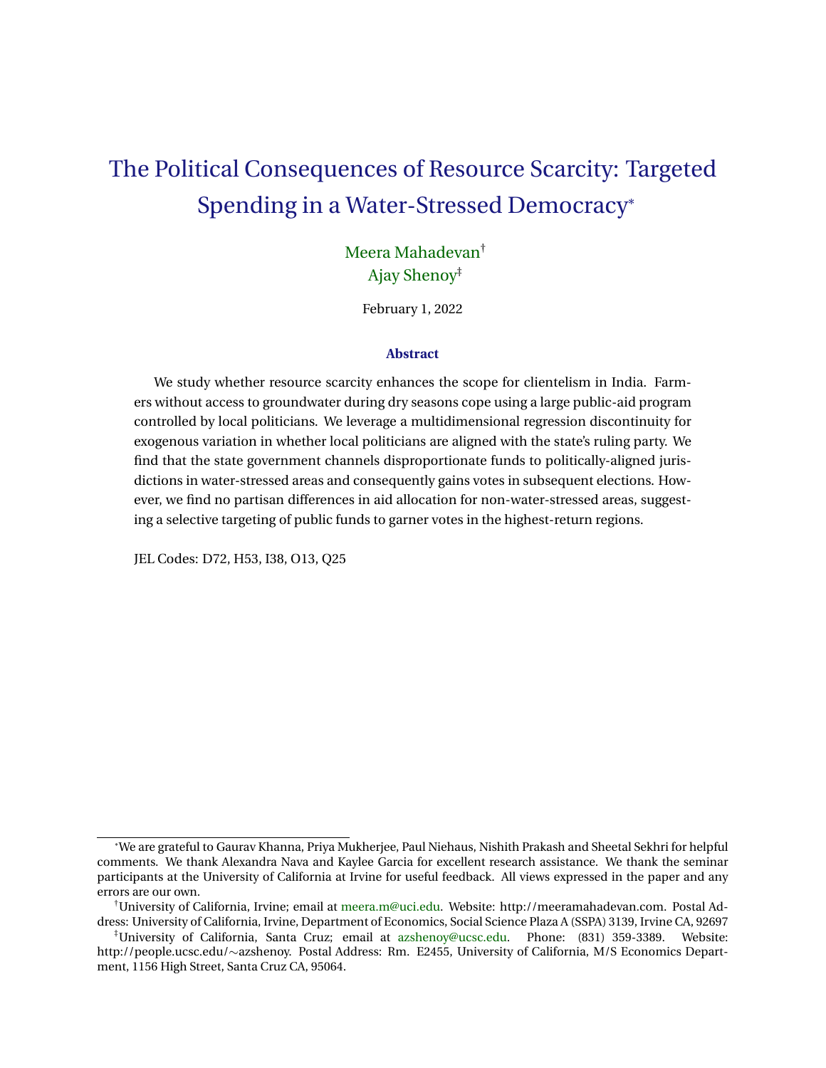# The Political Consequences of Resource Scarcity: Targeted Spending in a Water-Stressed Democracy*

Meera Mahadevan†
Ajay Shenoy‡

February 1, 2022

### Abstract

We study whether resource scarcity enhances the scope for clientelism in India. Farmers without access to groundwater during dry seasons cope using a large public-aid program controlled by local politicians. We leverage a multidimensional regression discontinuity for exogenous variation in whether local politicians are aligned with the state's ruling party. We find that the state government channels disproportionate funds to politically-aligned jurisdictions in water-stressed areas and consequently gains votes in subsequent elections. However, we find no partisan differences in aid allocation for non-water-stressed areas, suggesting a selective targeting of public funds to garner votes in the highest-return regions.

JEL Codes: D72, H53, I38, O13, Q25

---

*We are grateful to Gaurav Khanna, Priya Mukherjee, Paul Niehaus, Nishith Prakash and Sheetal Sekhri for helpful comments. We thank Alexandra Nava and Kaylee Garcia for excellent research assistance. We thank the seminar participants at the University of California at Irvine for useful feedback. All views expressed in the paper and any errors are our own.

†University of California, Irvine; email at meera.m@uci.edu. Website: http://meeramahadevan.com. Postal Address: University of California, Irvine, Department of Economics, Social Science Plaza A (SSPA) 3139, Irvine CA, 92697

‡University of California, Santa Cruz; email at azshenoy@ucsc.edu. Phone: (831) 359-3389. Website: http://people.ucsc.edu/∼azshenoy. Postal Address: Rm. E2455, University of California, M/S Economics Department, 1156 High Street, Santa Cruz CA, 95064.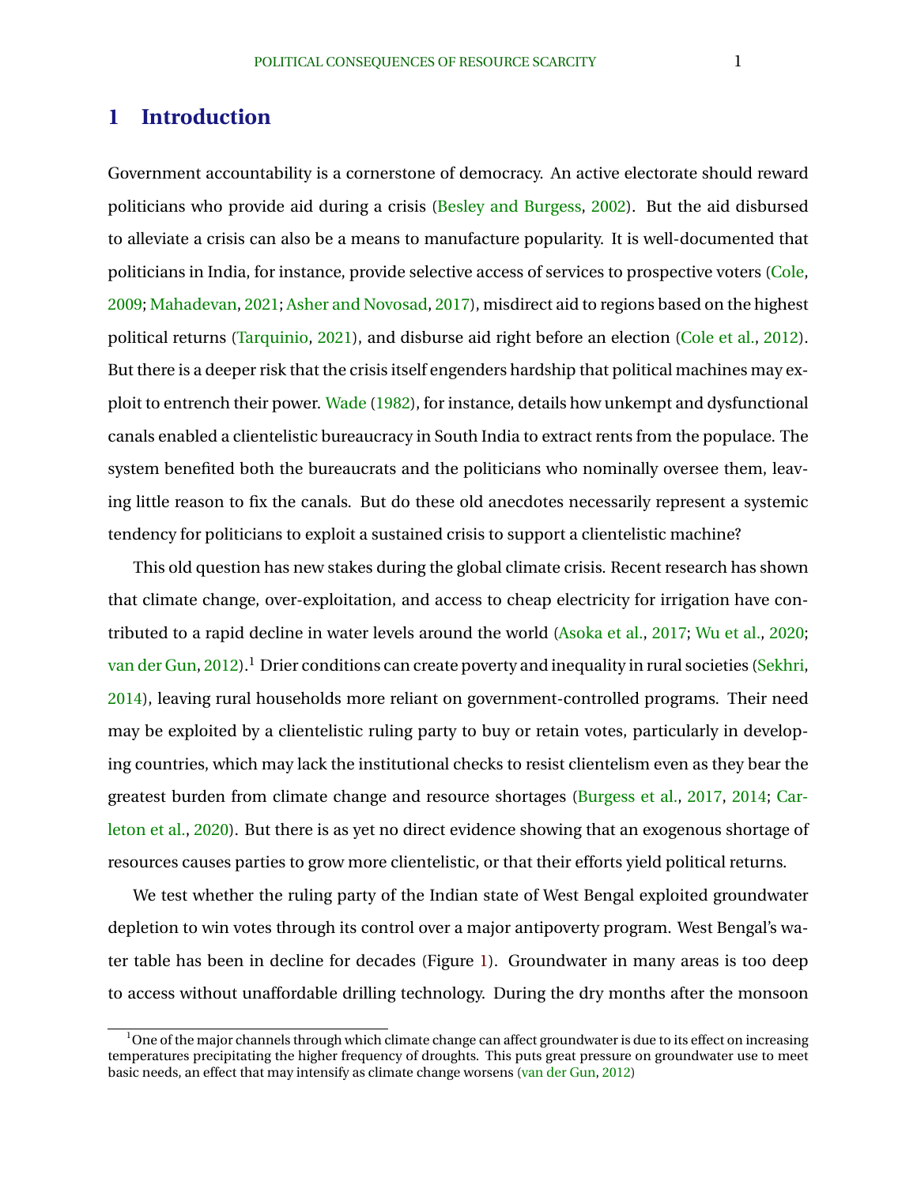# 1 Introduction

Government accountability is a cornerstone of democracy. An active electorate should reward politicians who provide aid during a crisis (Besley and Burgess, 2002). But the aid disbursed to alleviate a crisis can also be a means to manufacture popularity. It is well-documented that politicians in India, for instance, provide selective access of services to prospective voters (Cole, 2009; Mahadevan, 2021; Asher and Novosad, 2017), misdirect aid to regions based on the highest political returns (Tarquinio, 2021), and disburse aid right before an election (Cole et al., 2012). But there is a deeper risk that the crisis itself engenders hardship that political machines may exploit to entrench their power. Wade (1982), for instance, details how unkempt and dysfunctional canals enabled a clientelistic bureaucracy in South India to extract rents from the populace. The system benefited both the bureaucrats and the politicians who nominally oversee them, leaving little reason to fix the canals. But do these old anecdotes necessarily represent a systemic tendency for politicians to exploit a sustained crisis to support a clientelistic machine?

This old question has new stakes during the global climate crisis. Recent research has shown that climate change, over-exploitation, and access to cheap electricity for irrigation have contributed to a rapid decline in water levels around the world (Asoka et al., 2017; Wu et al., 2020; van der Gun, 2012).[1] Drier conditions can create poverty and inequality in rural societies (Sekhri, 2014), leaving rural households more reliant on government-controlled programs. Their need may be exploited by a clientelistic ruling party to buy or retain votes, particularly in developing countries, which may lack the institutional checks to resist clientelism even as they bear the greatest burden from climate change and resource shortages (Burgess et al., 2017, 2014; Carleton et al., 2020). But there is as yet no direct evidence showing that an exogenous shortage of resources causes parties to grow more clientelistic, or that their efforts yield political returns.

We test whether the ruling party of the Indian state of West Bengal exploited groundwater depletion to win votes through its control over a major antipoverty program. West Bengal's water table has been in decline for decades (Figure 1). Groundwater in many areas is too deep to access without unaffordable drilling technology. During the dry months after the monsoon

[1] One of the major channels through which climate change can affect groundwater is due to its effect on increasing temperatures precipitating the higher frequency of droughts. This puts great pressure on groundwater use to meet basic needs, an effect that may intensify as climate change worsens (van der Gun, 2012)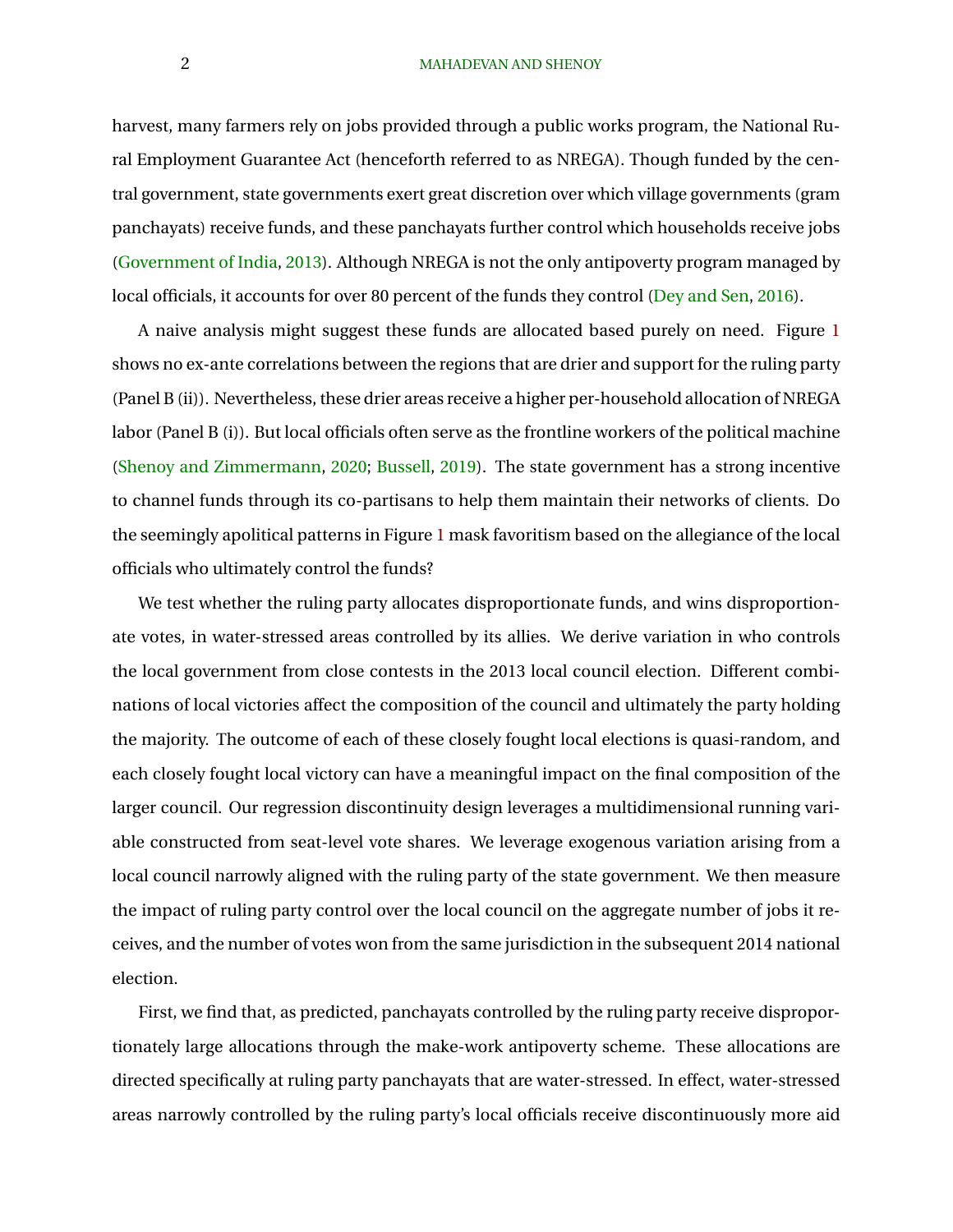harvest, many farmers rely on jobs provided through a public works program, the National Rural Employment Guarantee Act (henceforth referred to as NREGA). Though funded by the central government, state governments exert great discretion over which village governments (gram panchayats) receive funds, and these panchayats further control which households receive jobs (Government of India, 2013). Although NREGA is not the only antipoverty program managed by local officials, it accounts for over 80 percent of the funds they control (Dey and Sen, 2016).

A naive analysis might suggest these funds are allocated based purely on need. Figure 1 shows no ex-ante correlations between the regions that are drier and support for the ruling party (Panel B (ii)). Nevertheless, these drier areas receive a higher per-household allocation of NREGA labor (Panel B (i)). But local officials often serve as the frontline workers of the political machine (Shenoy and Zimmermann, 2020; Bussell, 2019). The state government has a strong incentive to channel funds through its co-partisans to help them maintain their networks of clients. Do the seemingly apolitical patterns in Figure 1 mask favoritism based on the allegiance of the local officials who ultimately control the funds?

We test whether the ruling party allocates disproportionate funds, and wins disproportionate votes, in water-stressed areas controlled by its allies. We derive variation in who controls the local government from close contests in the 2013 local council election. Different combinations of local victories affect the composition of the council and ultimately the party holding the majority. The outcome of each of these closely fought local elections is quasi-random, and each closely fought local victory can have a meaningful impact on the final composition of the larger council. Our regression discontinuity design leverages a multidimensional running variable constructed from seat-level vote shares. We leverage exogenous variation arising from a local council narrowly aligned with the ruling party of the state government. We then measure the impact of ruling party control over the local council on the aggregate number of jobs it receives, and the number of votes won from the same jurisdiction in the subsequent 2014 national election.

First, we find that, as predicted, panchayats controlled by the ruling party receive disproportionately large allocations through the make-work antipoverty scheme. These allocations are directed specifically at ruling party panchayats that are water-stressed. In effect, water-stressed areas narrowly controlled by the ruling party's local officials receive discontinuously more aid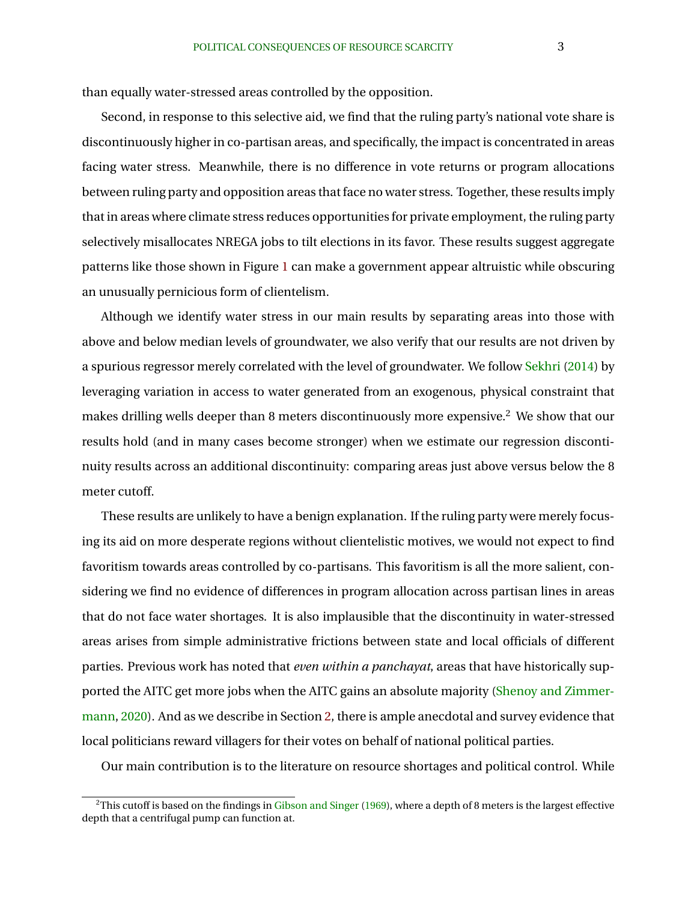than equally water-stressed areas controlled by the opposition.

Second, in response to this selective aid, we find that the ruling party's national vote share is discontinuously higher in co-partisan areas, and specifically, the impact is concentrated in areas facing water stress. Meanwhile, there is no difference in vote returns or program allocations between ruling party and opposition areas that face no water stress. Together, these results imply that in areas where climate stress reduces opportunities for private employment, the ruling party selectively misallocates NREGA jobs to tilt elections in its favor. These results suggest aggregate patterns like those shown in Figure 1 can make a government appear altruistic while obscuring an unusually pernicious form of clientelism.

Although we identify water stress in our main results by separating areas into those with above and below median levels of groundwater, we also verify that our results are not driven by a spurious regressor merely correlated with the level of groundwater. We follow Sekhri (2014) by leveraging variation in access to water generated from an exogenous, physical constraint that makes drilling wells deeper than 8 meters discontinuously more expensive.[2] We show that our results hold (and in many cases become stronger) when we estimate our regression discontinuity results across an additional discontinuity: comparing areas just above versus below the 8 meter cutoff.

These results are unlikely to have a benign explanation. If the ruling party were merely focusing its aid on more desperate regions without clientelistic motives, we would not expect to find favoritism towards areas controlled by co-partisans. This favoritism is all the more salient, considering we find no evidence of differences in program allocation across partisan lines in areas that do not face water shortages. It is also implausible that the discontinuity in water-stressed areas arises from simple administrative frictions between state and local officials of different parties. Previous work has noted that *even within a panchayat*, areas that have historically supported the AITC get more jobs when the AITC gains an absolute majority (Shenoy and Zimmermann, 2020). And as we describe in Section 2, there is ample anecdotal and survey evidence that local politicians reward villagers for their votes on behalf of national political parties.

Our main contribution is to the literature on resource shortages and political control. While

[2] This cutoff is based on the findings in Gibson and Singer (1969), where a depth of 8 meters is the largest effective depth that a centrifugal pump can function at.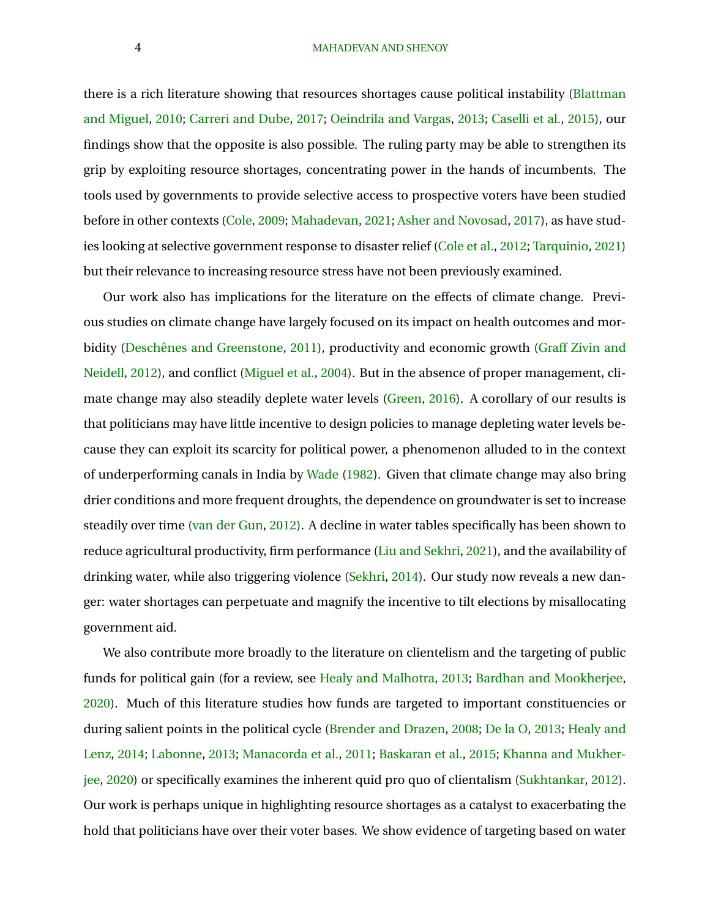there is a rich literature showing that resources shortages cause political instability (Blattman and Miguel, 2010; Carreri and Dube, 2017; Oeindrila and Vargas, 2013; Caselli et al., 2015), our findings show that the opposite is also possible. The ruling party may be able to strengthen its grip by exploiting resource shortages, concentrating power in the hands of incumbents. The tools used by governments to provide selective access to prospective voters have been studied before in other contexts (Cole, 2009; Mahadevan, 2021; Asher and Novosad, 2017), as have studies looking at selective government response to disaster relief (Cole et al., 2012; Tarquinio, 2021) but their relevance to increasing resource stress have not been previously examined.

Our work also has implications for the literature on the effects of climate change. Previous studies on climate change have largely focused on its impact on health outcomes and morbidity (Deschênes and Greenstone, 2011), productivity and economic growth (Graff Zivin and Neidell, 2012), and conflict (Miguel et al., 2004). But in the absence of proper management, climate change may also steadily deplete water levels (Green, 2016). A corollary of our results is that politicians may have little incentive to design policies to manage depleting water levels because they can exploit its scarcity for political power, a phenomenon alluded to in the context of underperforming canals in India by Wade (1982). Given that climate change may also bring drier conditions and more frequent droughts, the dependence on groundwater is set to increase steadily over time (van der Gun, 2012). A decline in water tables specifically has been shown to reduce agricultural productivity, firm performance (Liu and Sekhri, 2021), and the availability of drinking water, while also triggering violence (Sekhri, 2014). Our study now reveals a new danger: water shortages can perpetuate and magnify the incentive to tilt elections by misallocating government aid.

We also contribute more broadly to the literature on clientelism and the targeting of public funds for political gain (for a review, see Healy and Malhotra, 2013; Bardhan and Mookherjee, 2020). Much of this literature studies how funds are targeted to important constituencies or during salient points in the political cycle (Brender and Drazen, 2008; De la O, 2013; Healy and Lenz, 2014; Labonne, 2013; Manacorda et al., 2011; Baskaran et al., 2015; Khanna and Mukherjee, 2020) or specifically examines the inherent quid pro quo of clientalism (Sukhtankar, 2012). Our work is perhaps unique in highlighting resource shortages as a catalyst to exacerbating the hold that politicians have over their voter bases. We show evidence of targeting based on water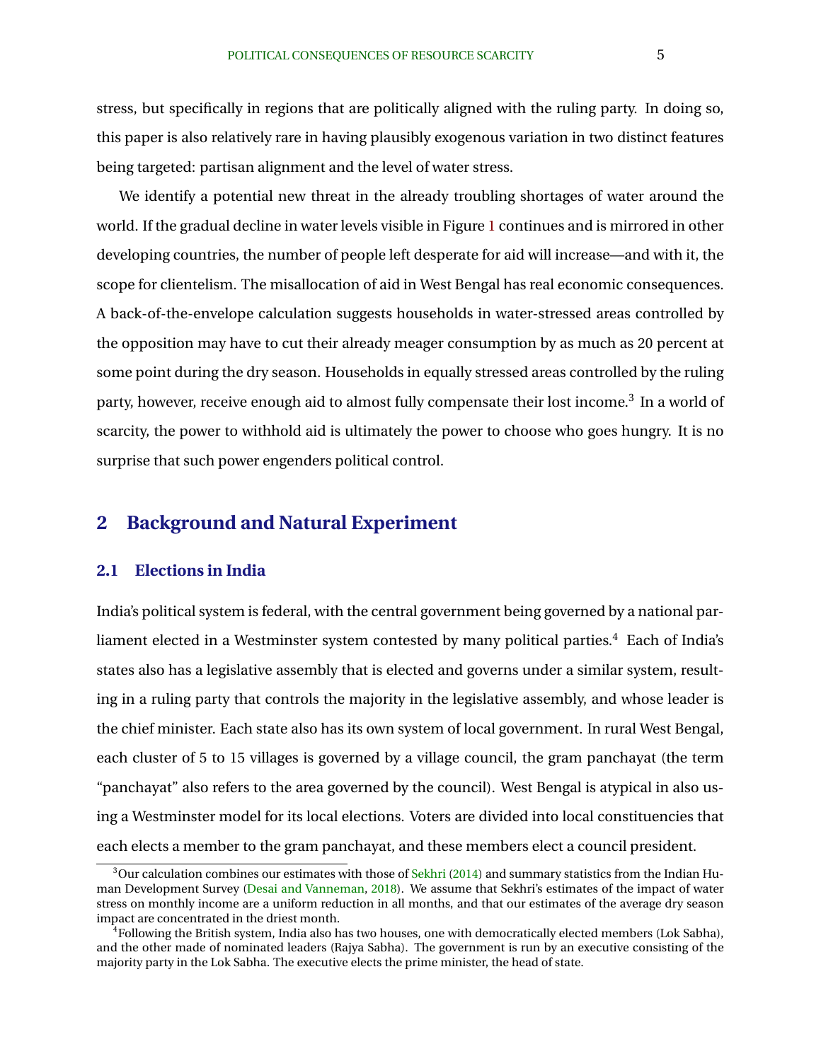stress, but specifically in regions that are politically aligned with the ruling party. In doing so, this paper is also relatively rare in having plausibly exogenous variation in two distinct features being targeted: partisan alignment and the level of water stress.

We identify a potential new threat in the already troubling shortages of water around the world. If the gradual decline in water levels visible in Figure 1 continues and is mirrored in other developing countries, the number of people left desperate for aid will increase—and with it, the scope for clientelism. The misallocation of aid in West Bengal has real economic consequences. A back-of-the-envelope calculation suggests households in water-stressed areas controlled by the opposition may have to cut their already meager consumption by as much as 20 percent at some point during the dry season. Households in equally stressed areas controlled by the ruling party, however, receive enough aid to almost fully compensate their lost income.[3] In a world of scarcity, the power to withhold aid is ultimately the power to choose who goes hungry. It is no surprise that such power engenders political control.

## 2 Background and Natural Experiment

### 2.1 Elections in India

India's political system is federal, with the central government being governed by a national parliament elected in a Westminster system contested by many political parties.[4] Each of India's states also has a legislative assembly that is elected and governs under a similar system, resulting in a ruling party that controls the majority in the legislative assembly, and whose leader is the chief minister. Each state also has its own system of local government. In rural West Bengal, each cluster of 5 to 15 villages is governed by a village council, the gram panchayat (the term "panchayat" also refers to the area governed by the council). West Bengal is atypical in also using a Westminster model for its local elections. Voters are divided into local constituencies that each elects a member to the gram panchayat, and these members elect a council president.

[3] Our calculation combines our estimates with those of Sekhri (2014) and summary statistics from the Indian Human Development Survey (Desai and Vanneman, 2018). We assume that Sekhri's estimates of the impact of water stress on monthly income are a uniform reduction in all months, and that our estimates of the average dry season impact are concentrated in the driest month.

[4] Following the British system, India also has two houses, one with democratically elected members (Lok Sabha), and the other made of nominated leaders (Rajya Sabha). The government is run by an executive consisting of the majority party in the Lok Sabha. The executive elects the prime minister, the head of state.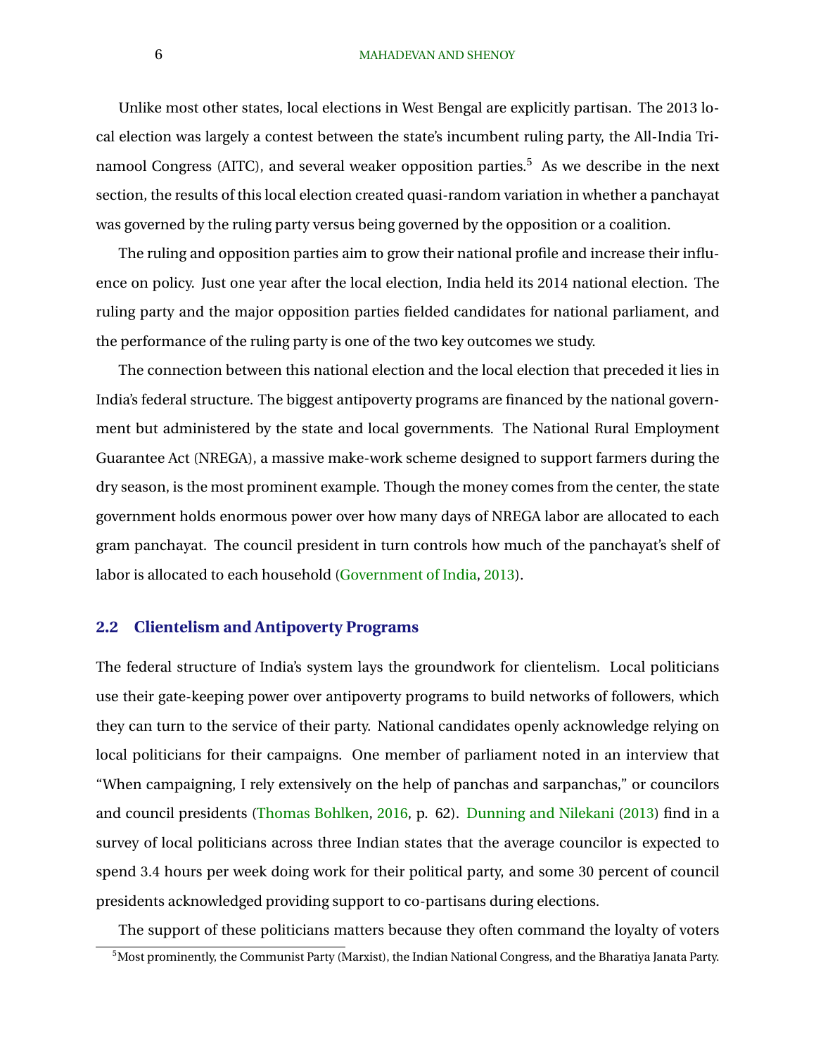Unlike most other states, local elections in West Bengal are explicitly partisan. The 2013 local election was largely a contest between the state's incumbent ruling party, the All-India Trinamool Congress (AITC), and several weaker opposition parties.[5] As we describe in the next section, the results of this local election created quasi-random variation in whether a panchayat was governed by the ruling party versus being governed by the opposition or a coalition.

The ruling and opposition parties aim to grow their national profile and increase their influence on policy. Just one year after the local election, India held its 2014 national election. The ruling party and the major opposition parties fielded candidates for national parliament, and the performance of the ruling party is one of the two key outcomes we study.

The connection between this national election and the local election that preceded it lies in India's federal structure. The biggest antipoverty programs are financed by the national government but administered by the state and local governments. The National Rural Employment Guarantee Act (NREGA), a massive make-work scheme designed to support farmers during the dry season, is the most prominent example. Though the money comes from the center, the state government holds enormous power over how many days of NREGA labor are allocated to each gram panchayat. The council president in turn controls how much of the panchayat's shelf of labor is allocated to each household (Government of India, 2013).

## 2.2 Clientelism and Antipoverty Programs

The federal structure of India's system lays the groundwork for clientelism. Local politicians use their gate-keeping power over antipoverty programs to build networks of followers, which they can turn to the service of their party. National candidates openly acknowledge relying on local politicians for their campaigns. One member of parliament noted in an interview that "When campaigning, I rely extensively on the help of panchas and sarpanchas," or councilors and council presidents (Thomas Bohlken, 2016, p. 62). Dunning and Nilekani (2013) find in a survey of local politicians across three Indian states that the average councilor is expected to spend 3.4 hours per week doing work for their political party, and some 30 percent of council presidents acknowledged providing support to co-partisans during elections.

The support of these politicians matters because they often command the loyalty of voters

[5] Most prominently, the Communist Party (Marxist), the Indian National Congress, and the Bharatiya Janata Party.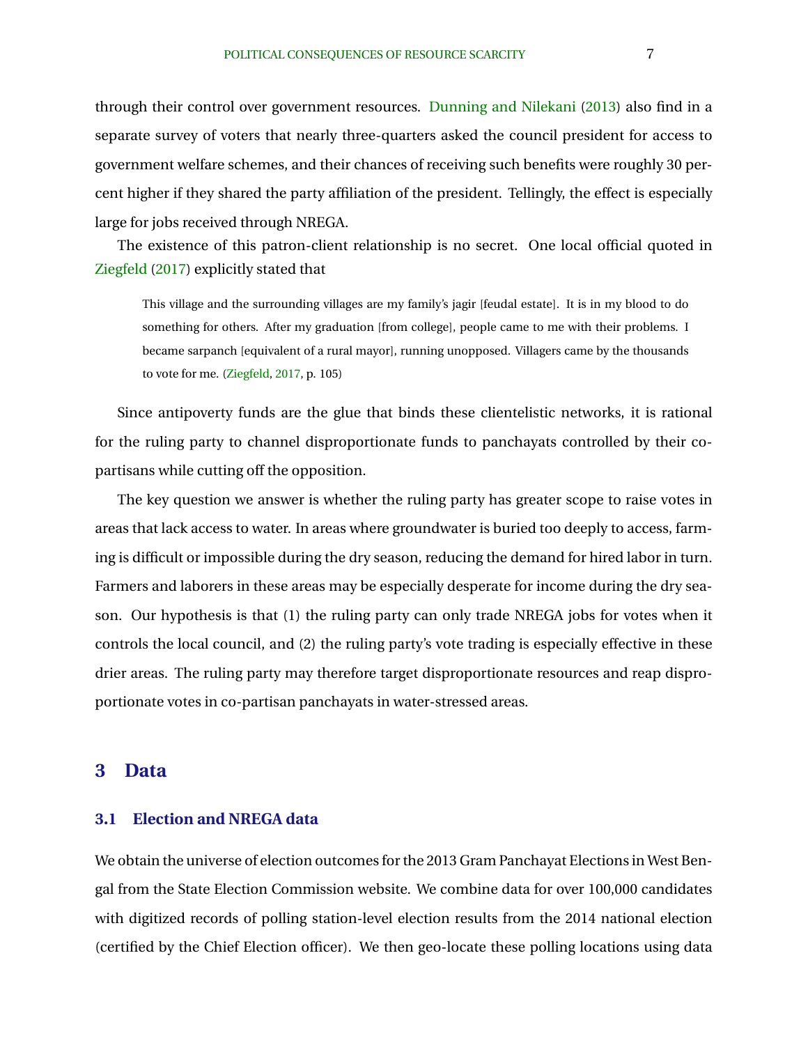through their control over government resources. Dunning and Nilekani (2013) also find in a separate survey of voters that nearly three-quarters asked the council president for access to government welfare schemes, and their chances of receiving such benefits were roughly 30 percent higher if they shared the party affiliation of the president. Tellingly, the effect is especially large for jobs received through NREGA.

The existence of this patron-client relationship is no secret. One local official quoted in Ziegfeld (2017) explicitly stated that

> This village and the surrounding villages are my family's jagir [feudal estate]. It is in my blood to do something for others. After my graduation [from college], people came to me with their problems. I became sarpanch [equivalent of a rural mayor], running unopposed. Villagers came by the thousands to vote for me. (Ziegfeld, 2017, p. 105)

Since antipoverty funds are the glue that binds these clientelistic networks, it is rational for the ruling party to channel disproportionate funds to panchayats controlled by their co-partisans while cutting off the opposition.

The key question we answer is whether the ruling party has greater scope to raise votes in areas that lack access to water. In areas where groundwater is buried too deeply to access, farming is difficult or impossible during the dry season, reducing the demand for hired labor in turn. Farmers and laborers in these areas may be especially desperate for income during the dry season. Our hypothesis is that (1) the ruling party can only trade NREGA jobs for votes when it controls the local council, and (2) the ruling party's vote trading is especially effective in these drier areas. The ruling party may therefore target disproportionate resources and reap disproportionate votes in co-partisan panchayats in water-stressed areas.

## 3 Data

### 3.1 Election and NREGA data

We obtain the universe of election outcomes for the 2013 Gram Panchayat Elections in West Bengal from the State Election Commission website. We combine data for over 100,000 candidates with digitized records of polling station-level election results from the 2014 national election (certified by the Chief Election officer). We then geo-locate these polling locations using data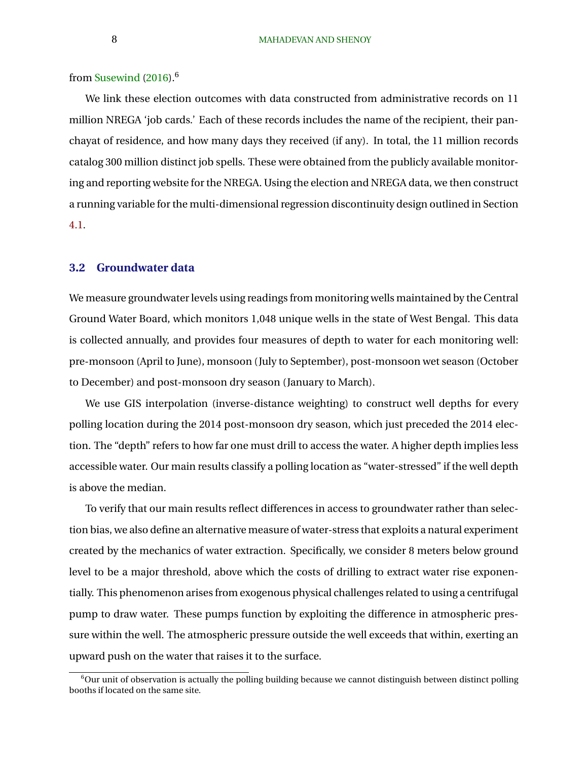from Susewind (2016).[6]

We link these election outcomes with data constructed from administrative records on 11 million NREGA 'job cards.' Each of these records includes the name of the recipient, their panchayat of residence, and how many days they received (if any). In total, the 11 million records catalog 300 million distinct job spells. These were obtained from the publicly available monitoring and reporting website for the NREGA. Using the election and NREGA data, we then construct a running variable for the multi-dimensional regression discontinuity design outlined in Section 4.1.

### 3.2 Groundwater data

We measure groundwater levels using readings from monitoring wells maintained by the Central Ground Water Board, which monitors 1,048 unique wells in the state of West Bengal. This data is collected annually, and provides four measures of depth to water for each monitoring well: pre-monsoon (April to June), monsoon (July to September), post-monsoon wet season (October to December) and post-monsoon dry season (January to March).

We use GIS interpolation (inverse-distance weighting) to construct well depths for every polling location during the 2014 post-monsoon dry season, which just preceded the 2014 election. The "depth" refers to how far one must drill to access the water. A higher depth implies less accessible water. Our main results classify a polling location as "water-stressed" if the well depth is above the median.

To verify that our main results reflect differences in access to groundwater rather than selection bias, we also define an alternative measure of water-stress that exploits a natural experiment created by the mechanics of water extraction. Specifically, we consider 8 meters below ground level to be a major threshold, above which the costs of drilling to extract water rise exponentially. This phenomenon arises from exogenous physical challenges related to using a centrifugal pump to draw water. These pumps function by exploiting the difference in atmospheric pressure within the well. The atmospheric pressure outside the well exceeds that within, exerting an upward push on the water that raises it to the surface.

[6] Our unit of observation is actually the polling building because we cannot distinguish between distinct polling booths if located on the same site.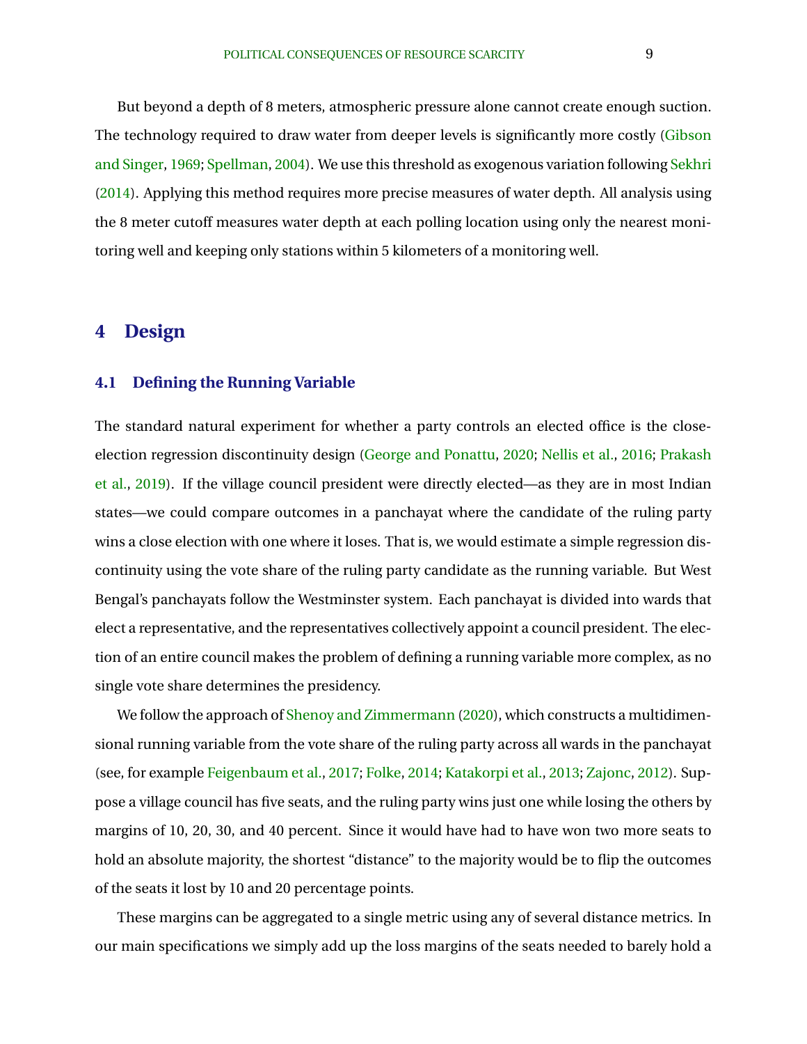But beyond a depth of 8 meters, atmospheric pressure alone cannot create enough suction. The technology required to draw water from deeper levels is significantly more costly (Gibson and Singer, 1969; Spellman, 2004). We use this threshold as exogenous variation following Sekhri (2014). Applying this method requires more precise measures of water depth. All analysis using the 8 meter cutoff measures water depth at each polling location using only the nearest monitoring well and keeping only stations within 5 kilometers of a monitoring well.

# 4 Design

## 4.1 Defining the Running Variable

The standard natural experiment for whether a party controls an elected office is the close-election regression discontinuity design (George and Ponattu, 2020; Nellis et al., 2016; Prakash et al., 2019). If the village council president were directly elected—as they are in most Indian states—we could compare outcomes in a panchayat where the candidate of the ruling party wins a close election with one where it loses. That is, we would estimate a simple regression discontinuity using the vote share of the ruling party candidate as the running variable. But West Bengal's panchayats follow the Westminster system. Each panchayat is divided into wards that elect a representative, and the representatives collectively appoint a council president. The election of an entire council makes the problem of defining a running variable more complex, as no single vote share determines the presidency.

We follow the approach of Shenoy and Zimmermann (2020), which constructs a multidimensional running variable from the vote share of the ruling party across all wards in the panchayat (see, for example Feigenbaum et al., 2017; Folke, 2014; Katakorpi et al., 2013; Zajonc, 2012). Suppose a village council has five seats, and the ruling party wins just one while losing the others by margins of 10, 20, 30, and 40 percent. Since it would have had to have won two more seats to hold an absolute majority, the shortest "distance" to the majority would be to flip the outcomes of the seats it lost by 10 and 20 percentage points.

These margins can be aggregated to a single metric using any of several distance metrics. In our main specifications we simply add up the loss margins of the seats needed to barely hold a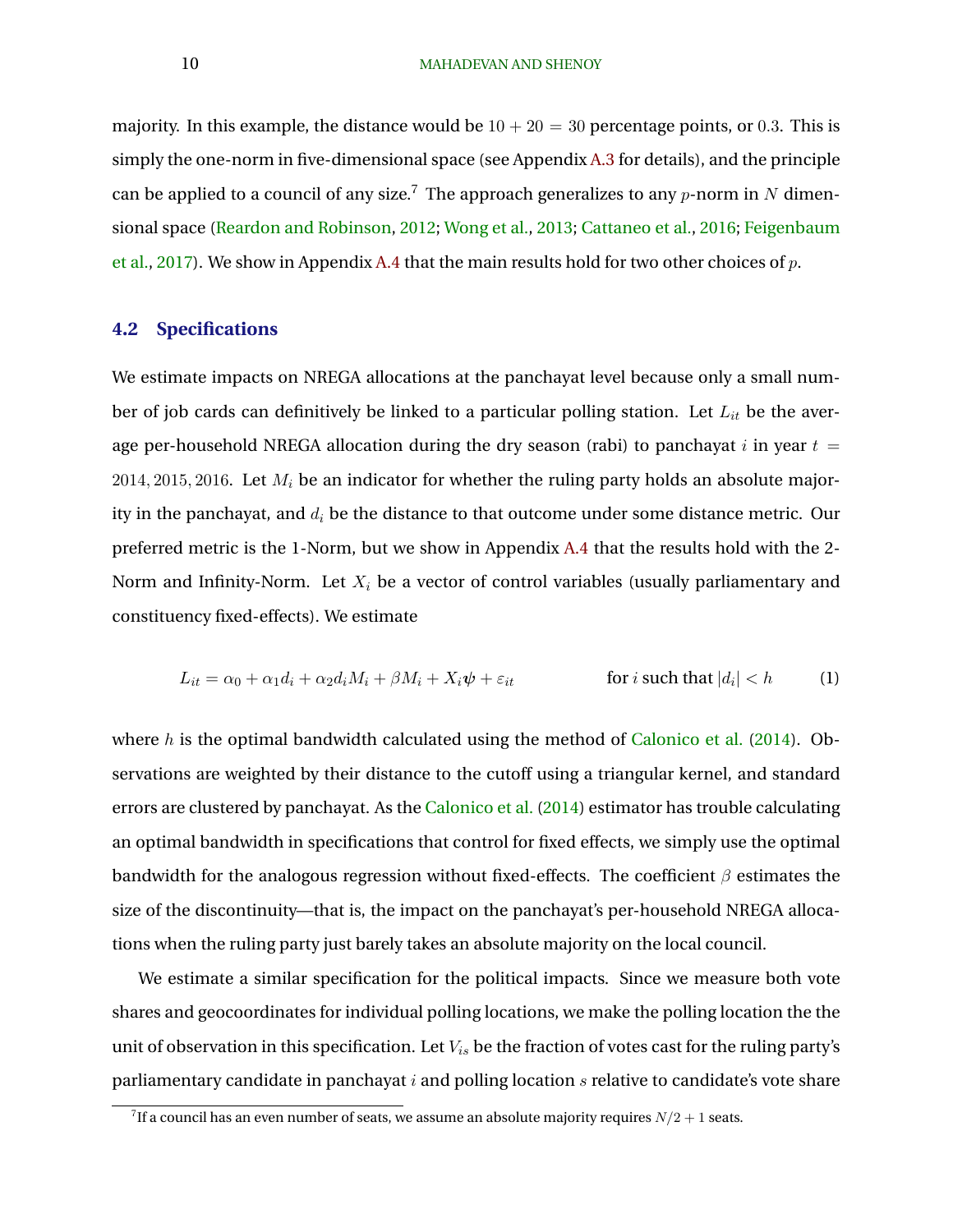majority. In this example, the distance would be $10 + 20 = 30$ percentage points, or $0.3$. This is simply the one-norm in five-dimensional space (see Appendix A.3 for details), and the principle can be applied to a council of any size.[7] The approach generalizes to any $p$-norm in $N$ dimensional space (Reardon and Robinson, 2012; Wong et al., 2013; Cattaneo et al., 2016; Feigenbaum et al., 2017). We show in Appendix A.4 that the main results hold for two other choices of $p$.

### 4.2 Specifications

We estimate impacts on NREGA allocations at the panchayat level because only a small number of job cards can definitively be linked to a particular polling station. Let $L_{it}$ be the average per-household NREGA allocation during the dry season (rabi) to panchayat $i$ in year $t = 2014, 2015, 2016$. Let $M_i$ be an indicator for whether the ruling party holds an absolute majority in the panchayat, and $d_i$ be the distance to that outcome under some distance metric. Our preferred metric is the 1-Norm, but we show in Appendix A.4 that the results hold with the 2-Norm and Infinity-Norm. Let $X_i$ be a vector of control variables (usually parliamentary and constituency fixed-effects). We estimate

$$L_{it} = \alpha_0 + \alpha_1 d_i + \alpha_2 d_i M_i + \beta M_i + X_i \boldsymbol{\psi} + \varepsilon_{it} \qquad \text{for } i \text{ such that } |d_i| < h \tag{1}$$

where $h$ is the optimal bandwidth calculated using the method of Calonico et al. (2014). Observations are weighted by their distance to the cutoff using a triangular kernel, and standard errors are clustered by panchayat. As the Calonico et al. (2014) estimator has trouble calculating an optimal bandwidth in specifications that control for fixed effects, we simply use the optimal bandwidth for the analogous regression without fixed-effects. The coefficient $\beta$ estimates the size of the discontinuity—that is, the impact on the panchayat's per-household NREGA allocations when the ruling party just barely takes an absolute majority on the local council.

We estimate a similar specification for the political impacts. Since we measure both vote shares and geocoordinates for individual polling locations, we make the polling location the the unit of observation in this specification. Let $V_{is}$ be the fraction of votes cast for the ruling party's parliamentary candidate in panchayat $i$ and polling location $s$ relative to candidate's vote share

[7] If a council has an even number of seats, we assume an absolute majority requires $N/2 + 1$ seats.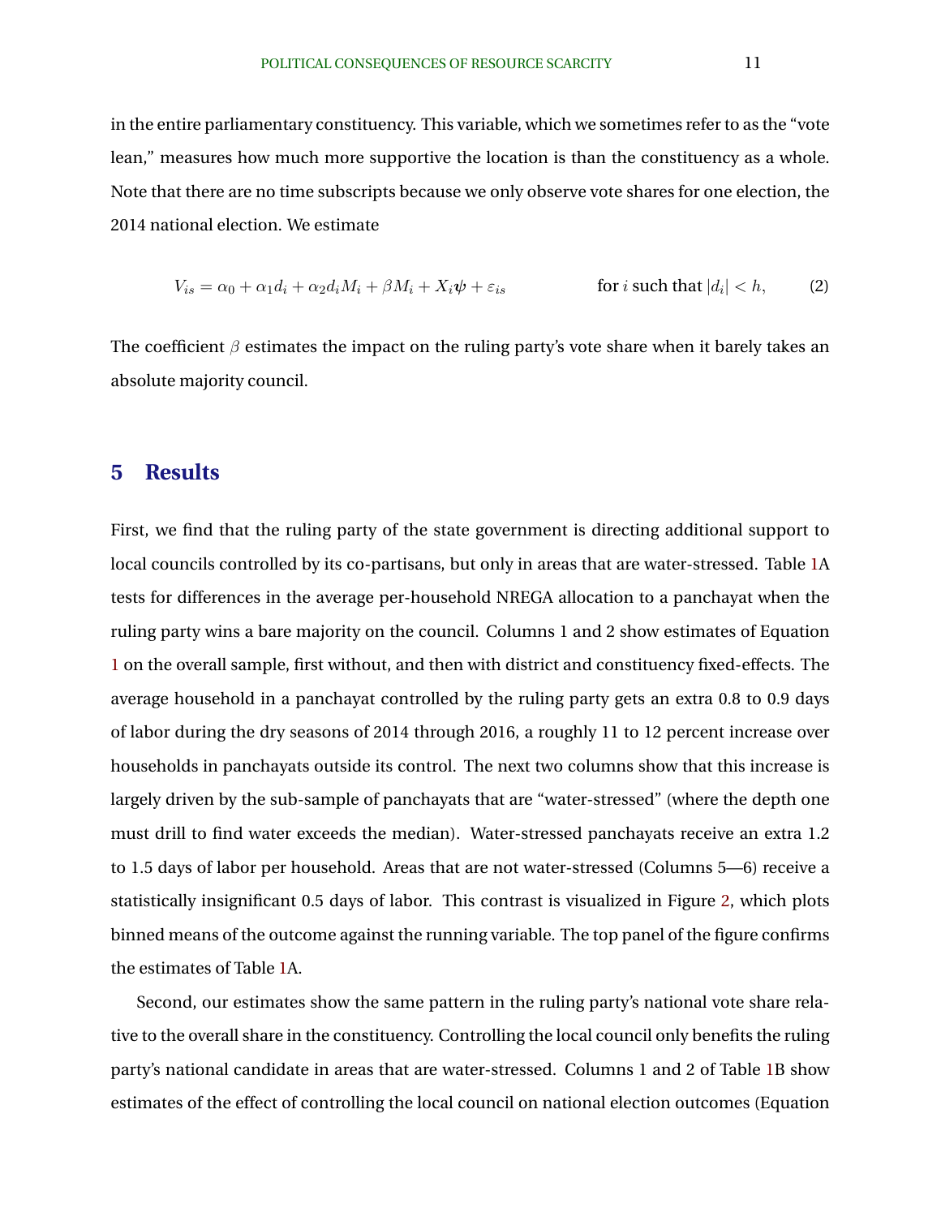in the entire parliamentary constituency. This variable, which we sometimes refer to as the "vote lean," measures how much more supportive the location is than the constituency as a whole. Note that there are no time subscripts because we only observe vote shares for one election, the 2014 national election. We estimate

$$V_{is} = \alpha_0 + \alpha_1 d_i + \alpha_2 d_i M_i + \beta M_i + X_i \boldsymbol{\psi} + \varepsilon_{is} \qquad \text{for } i \text{ such that } |d_i| < h, \tag{2}$$

The coefficient $\beta$ estimates the impact on the ruling party's vote share when it barely takes an absolute majority council.

## 5 Results

First, we find that the ruling party of the state government is directing additional support to local councils controlled by its co-partisans, but only in areas that are water-stressed. Table 1A tests for differences in the average per-household NREGA allocation to a panchayat when the ruling party wins a bare majority on the council. Columns 1 and 2 show estimates of Equation 1 on the overall sample, first without, and then with district and constituency fixed-effects. The average household in a panchayat controlled by the ruling party gets an extra 0.8 to 0.9 days of labor during the dry seasons of 2014 through 2016, a roughly 11 to 12 percent increase over households in panchayats outside its control. The next two columns show that this increase is largely driven by the sub-sample of panchayats that are "water-stressed" (where the depth one must drill to find water exceeds the median). Water-stressed panchayats receive an extra 1.2 to 1.5 days of labor per household. Areas that are not water-stressed (Columns 5—6) receive a statistically insignificant 0.5 days of labor. This contrast is visualized in Figure 2, which plots binned means of the outcome against the running variable. The top panel of the figure confirms the estimates of Table 1A.

Second, our estimates show the same pattern in the ruling party's national vote share relative to the overall share in the constituency. Controlling the local council only benefits the ruling party's national candidate in areas that are water-stressed. Columns 1 and 2 of Table 1B show estimates of the effect of controlling the local council on national election outcomes (Equation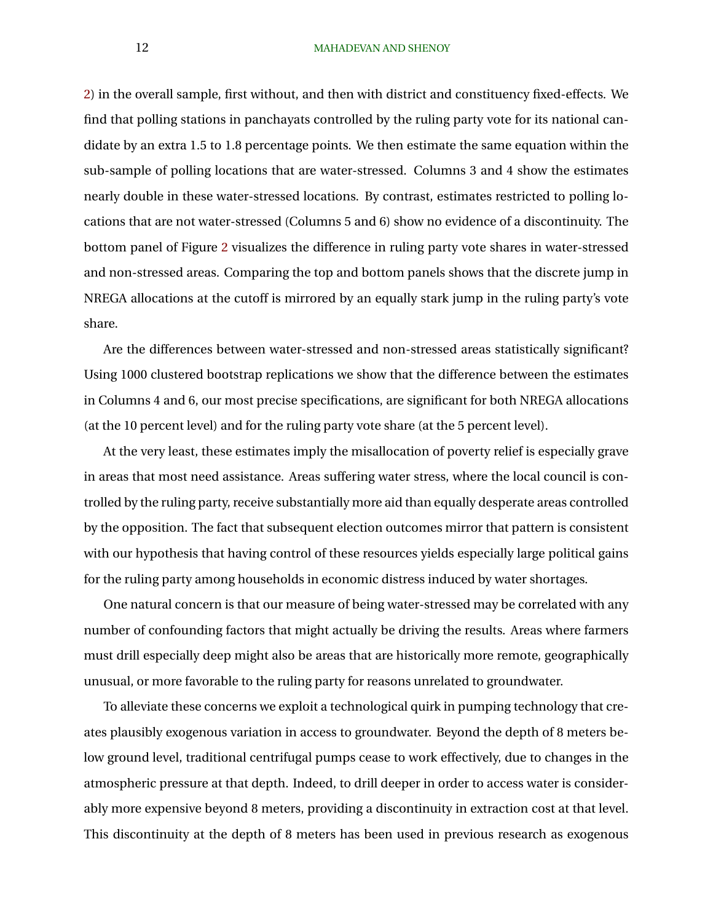2) in the overall sample, first without, and then with district and constituency fixed-effects. We find that polling stations in panchayats controlled by the ruling party vote for its national candidate by an extra 1.5 to 1.8 percentage points. We then estimate the same equation within the sub-sample of polling locations that are water-stressed. Columns 3 and 4 show the estimates nearly double in these water-stressed locations. By contrast, estimates restricted to polling locations that are not water-stressed (Columns 5 and 6) show no evidence of a discontinuity. The bottom panel of Figure 2 visualizes the difference in ruling party vote shares in water-stressed and non-stressed areas. Comparing the top and bottom panels shows that the discrete jump in NREGA allocations at the cutoff is mirrored by an equally stark jump in the ruling party's vote share.

Are the differences between water-stressed and non-stressed areas statistically significant? Using 1000 clustered bootstrap replications we show that the difference between the estimates in Columns 4 and 6, our most precise specifications, are significant for both NREGA allocations (at the 10 percent level) and for the ruling party vote share (at the 5 percent level).

At the very least, these estimates imply the misallocation of poverty relief is especially grave in areas that most need assistance. Areas suffering water stress, where the local council is controlled by the ruling party, receive substantially more aid than equally desperate areas controlled by the opposition. The fact that subsequent election outcomes mirror that pattern is consistent with our hypothesis that having control of these resources yields especially large political gains for the ruling party among households in economic distress induced by water shortages.

One natural concern is that our measure of being water-stressed may be correlated with any number of confounding factors that might actually be driving the results. Areas where farmers must drill especially deep might also be areas that are historically more remote, geographically unusual, or more favorable to the ruling party for reasons unrelated to groundwater.

To alleviate these concerns we exploit a technological quirk in pumping technology that creates plausibly exogenous variation in access to groundwater. Beyond the depth of 8 meters below ground level, traditional centrifugal pumps cease to work effectively, due to changes in the atmospheric pressure at that depth. Indeed, to drill deeper in order to access water is considerably more expensive beyond 8 meters, providing a discontinuity in extraction cost at that level. This discontinuity at the depth of 8 meters has been used in previous research as exogenous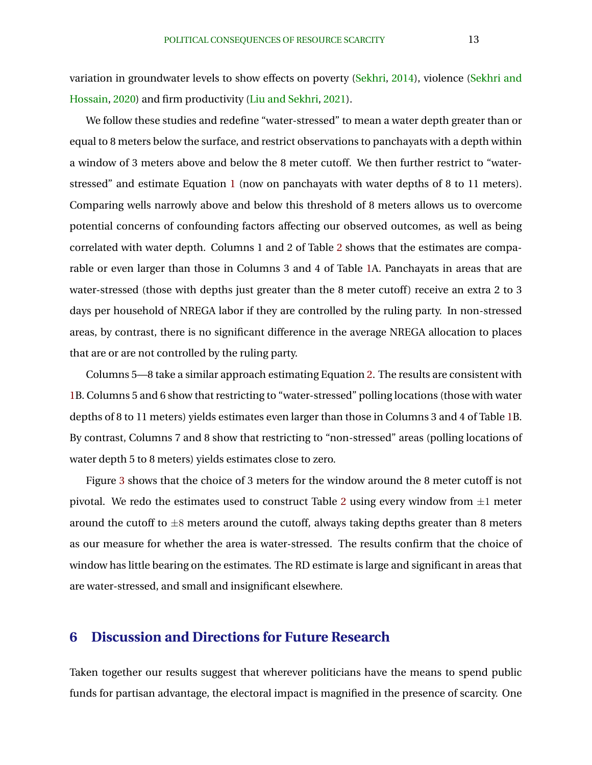variation in groundwater levels to show effects on poverty (Sekhri, 2014), violence (Sekhri and Hossain, 2020) and firm productivity (Liu and Sekhri, 2021).

We follow these studies and redefine "water-stressed" to mean a water depth greater than or equal to 8 meters below the surface, and restrict observations to panchayats with a depth within a window of 3 meters above and below the 8 meter cutoff. We then further restrict to "water-stressed" and estimate Equation 1 (now on panchayats with water depths of 8 to 11 meters). Comparing wells narrowly above and below this threshold of 8 meters allows us to overcome potential concerns of confounding factors affecting our observed outcomes, as well as being correlated with water depth. Columns 1 and 2 of Table 2 shows that the estimates are comparable or even larger than those in Columns 3 and 4 of Table 1A. Panchayats in areas that are water-stressed (those with depths just greater than the 8 meter cutoff) receive an extra 2 to 3 days per household of NREGA labor if they are controlled by the ruling party. In non-stressed areas, by contrast, there is no significant difference in the average NREGA allocation to places that are or are not controlled by the ruling party.

Columns 5—8 take a similar approach estimating Equation 2. The results are consistent with 1B. Columns 5 and 6 show that restricting to "water-stressed" polling locations (those with water depths of 8 to 11 meters) yields estimates even larger than those in Columns 3 and 4 of Table 1B. By contrast, Columns 7 and 8 show that restricting to "non-stressed" areas (polling locations of water depth 5 to 8 meters) yields estimates close to zero.

Figure 3 shows that the choice of 3 meters for the window around the 8 meter cutoff is not pivotal. We redo the estimates used to construct Table 2 using every window from $\pm 1$ meter around the cutoff to $\pm 8$ meters around the cutoff, always taking depths greater than 8 meters as our measure for whether the area is water-stressed. The results confirm that the choice of window has little bearing on the estimates. The RD estimate is large and significant in areas that are water-stressed, and small and insignificant elsewhere.

## 6 Discussion and Directions for Future Research

Taken together our results suggest that wherever politicians have the means to spend public funds for partisan advantage, the electoral impact is magnified in the presence of scarcity. One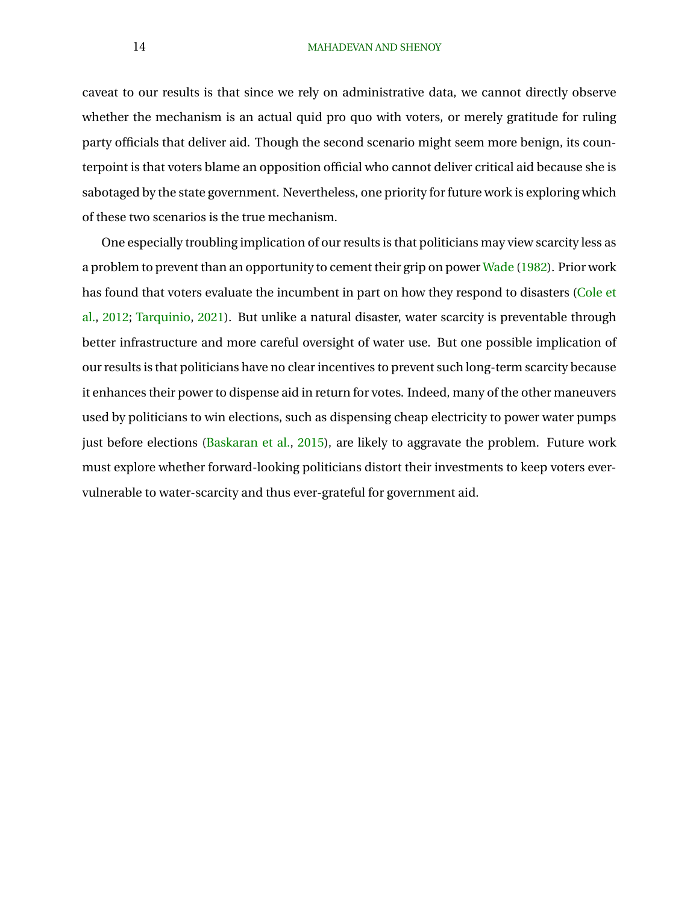caveat to our results is that since we rely on administrative data, we cannot directly observe whether the mechanism is an actual quid pro quo with voters, or merely gratitude for ruling party officials that deliver aid. Though the second scenario might seem more benign, its counterpoint is that voters blame an opposition official who cannot deliver critical aid because she is sabotaged by the state government. Nevertheless, one priority for future work is exploring which of these two scenarios is the true mechanism.

One especially troubling implication of our results is that politicians may view scarcity less as a problem to prevent than an opportunity to cement their grip on power Wade (1982). Prior work has found that voters evaluate the incumbent in part on how they respond to disasters (Cole et al., 2012; Tarquinio, 2021). But unlike a natural disaster, water scarcity is preventable through better infrastructure and more careful oversight of water use. But one possible implication of our results is that politicians have no clear incentives to prevent such long-term scarcity because it enhances their power to dispense aid in return for votes. Indeed, many of the other maneuvers used by politicians to win elections, such as dispensing cheap electricity to power water pumps just before elections (Baskaran et al., 2015), are likely to aggravate the problem. Future work must explore whether forward-looking politicians distort their investments to keep voters ever-vulnerable to water-scarcity and thus ever-grateful for government aid.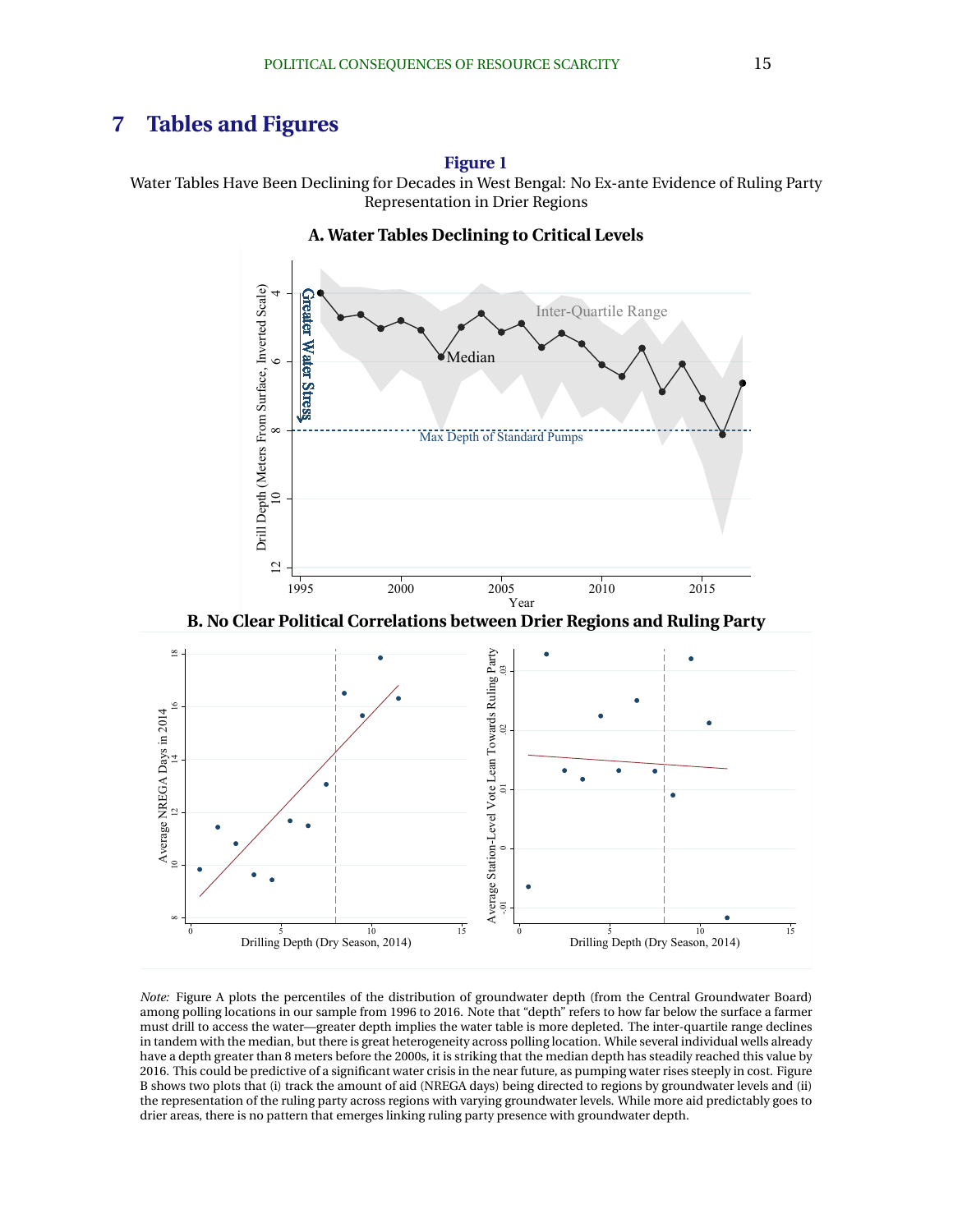# 7 Tables and Figures

**Figure 1**

Water Tables Have Been Declining for Decades in West Bengal: No Ex-ante Evidence of Ruling Party Representation in Drier Regions

**A. Water Tables Declining to Critical Levels**

**B. No Clear Political Correlations between Drier Regions and Ruling Party**

*Note:* Figure A plots the percentiles of the distribution of groundwater depth (from the Central Groundwater Board) among polling locations in our sample from 1996 to 2016. Note that "depth" refers to how far below the surface a farmer must drill to access the water—greater depth implies the water table is more depleted. The inter-quartile range declines in tandem with the median, but there is great heterogeneity across polling location. While several individual wells already have a depth greater than 8 meters before the 2000s, it is striking that the median depth has steadily reached this value by 2016. This could be predictive of a significant water crisis in the near future, as pumping water rises steeply in cost. Figure B shows two plots that (i) track the amount of aid (NREGA days) being directed to regions by groundwater levels and (ii) the representation of the ruling party across regions with varying groundwater levels. While more aid predictably goes to drier areas, there is no pattern that emerges linking ruling party presence with groundwater depth.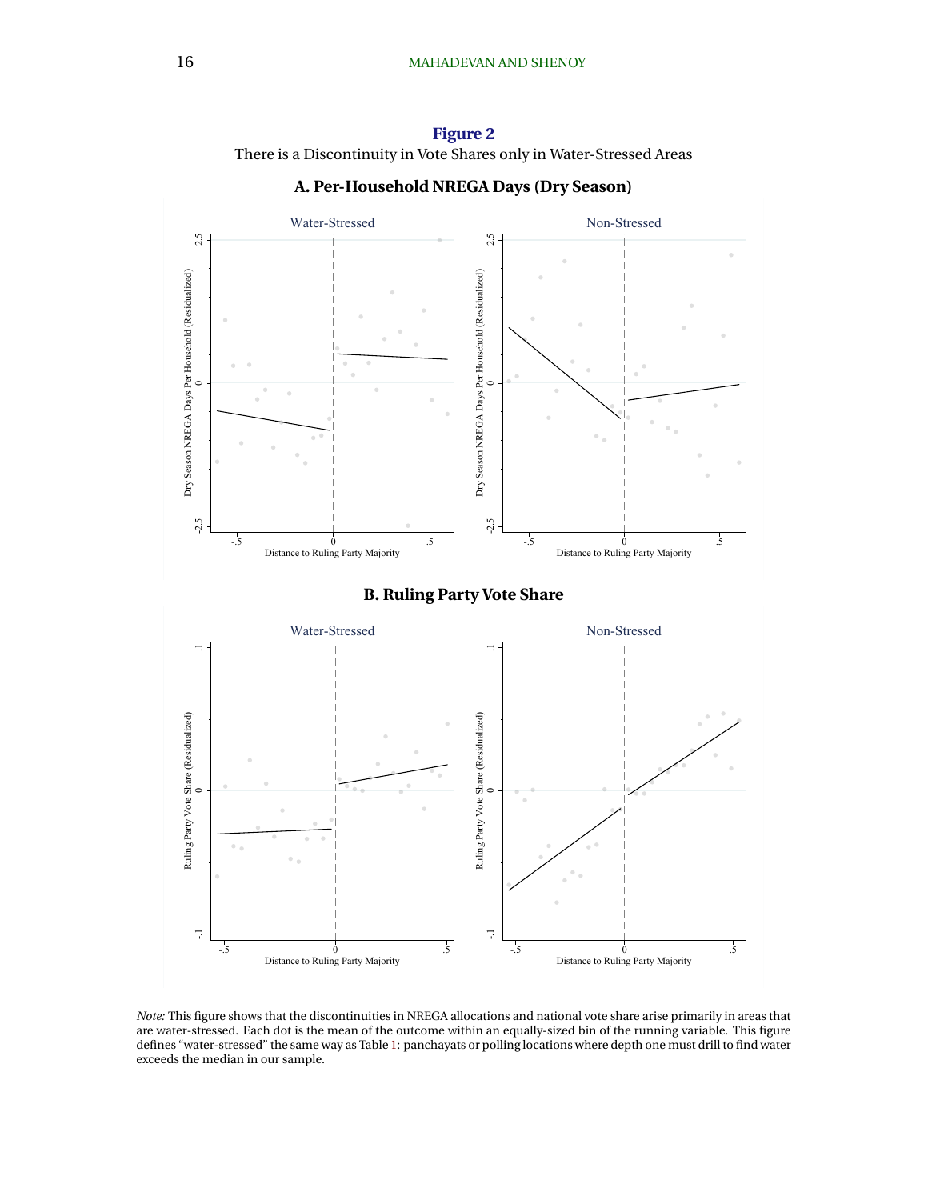**Figure 2**

There is a Discontinuity in Vote Shares only in Water-Stressed Areas

**A. Per-Household NREGA Days (Dry Season)**

**B. Ruling Party Vote Share**

*Note:* This figure shows that the discontinuities in NREGA allocations and national vote share arise primarily in areas that are water-stressed. Each dot is the mean of the outcome within an equally-sized bin of the running variable. This figure defines "water-stressed" the same way as Table 1: panchayats or polling locations where depth one must drill to find water exceeds the median in our sample.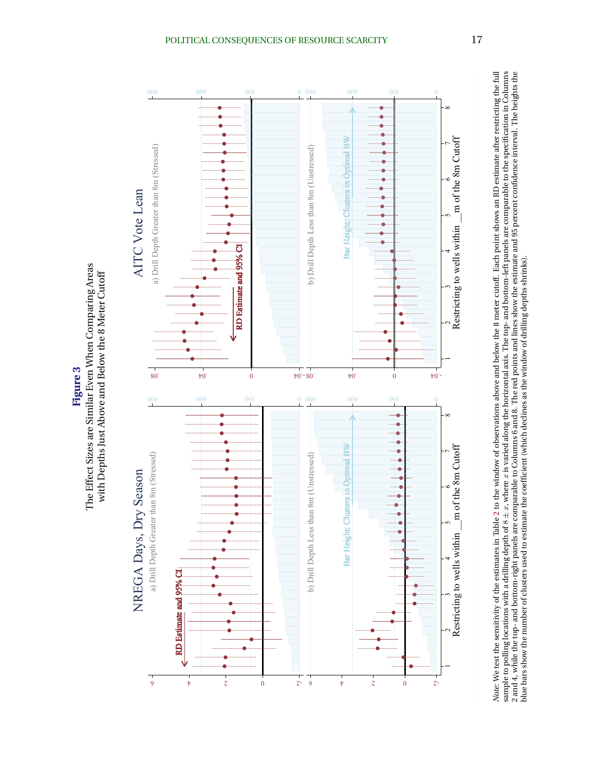**Figure 3**

The Effect Sizes are Similar Even When Comparing Areas with Depths Just Above and Below the 8 Meter Cutoff

NREGA Days, Dry Season

a) Drill Depth Greater than 8m (Stressed)

b) Drill Depth Less than 8m (Unstressed)

AITC Vote Lean

a) Drill Depth Greater than 8m (Stressed)

b) Drill Depth Less than 8m (Unstressed)

RD Estimate and 95% CI

Bar Height: Clusters in Optimal BW

Restricting to wells within __m of the 8m Cutoff

*Note:* We test the sensitivity of the estimates in Table 2 to the window of observations above and below the 8 meter cutoff. Each point shows an RD estimate after restricting the full sample to polling locations with a drilling depth of $8 \pm x$, where $x$ is varied along the horizontal axis. The top- and bottom-left panels are comparable to the specification in Columns 2 and 4, while the top- and bottom-right panels are comparable to Columns 6 and 8. The red points and lines show the estimate and 95 percent confidence interval. The heights the blue bars show the number of clusters used to estimate the coefficient (which declines as the window of drilling depths shrinks).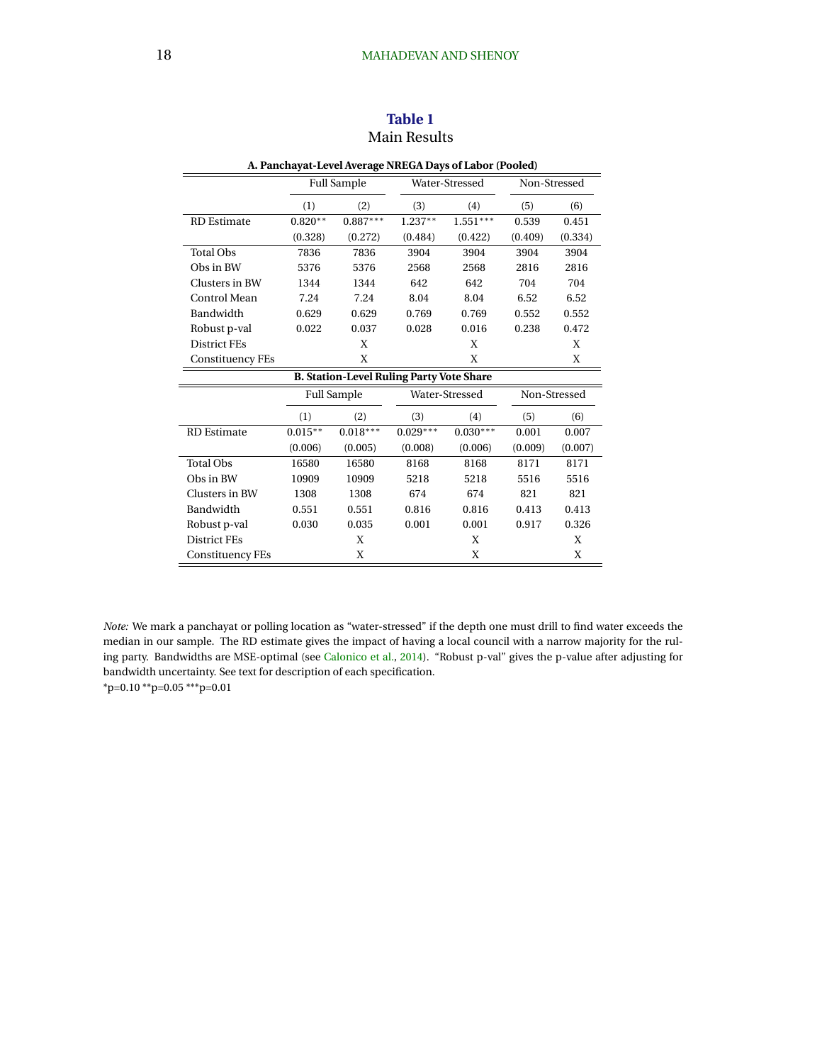**Table 1**

Main Results

**A. Panchayat-Level Average NREGA Days of Labor (Pooled)**

| | Full Sample | | Water-Stressed | | Non-Stressed | |
|---|---|---|---|---|---|---|
| | (1) | (2) | (3) | (4) | (5) | (6) |
| RD Estimate | 0.820** | 0.887*** | 1.237** | 1.551*** | 0.539 | 0.451 |
| | (0.328) | (0.272) | (0.484) | (0.422) | (0.409) | (0.334) |
| Total Obs | 7836 | 7836 | 3904 | 3904 | 3904 | 3904 |
| Obs in BW | 5376 | 5376 | 2568 | 2568 | 2816 | 2816 |
| Clusters in BW | 1344 | 1344 | 642 | 642 | 704 | 704 |
| Control Mean | 7.24 | 7.24 | 8.04 | 8.04 | 6.52 | 6.52 |
| Bandwidth | 0.629 | 0.629 | 0.769 | 0.769 | 0.552 | 0.552 |
| Robust p-val | 0.022 | 0.037 | 0.028 | 0.016 | 0.238 | 0.472 |
| District FEs | | X | | X | | X |
| Constituency FEs | | X | | X | | X |

**B. Station-Level Ruling Party Vote Share**

| | Full Sample | | Water-Stressed | | Non-Stressed | |
|---|---|---|---|---|---|---|
| | (1) | (2) | (3) | (4) | (5) | (6) |
| RD Estimate | 0.015** | 0.018*** | 0.029*** | 0.030*** | 0.001 | 0.007 |
| | (0.006) | (0.005) | (0.008) | (0.006) | (0.009) | (0.007) |
| Total Obs | 16580 | 16580 | 8168 | 8168 | 8171 | 8171 |
| Obs in BW | 10909 | 10909 | 5218 | 5218 | 5516 | 5516 |
| Clusters in BW | 1308 | 1308 | 674 | 674 | 821 | 821 |
| Bandwidth | 0.551 | 0.551 | 0.816 | 0.816 | 0.413 | 0.413 |
| Robust p-val | 0.030 | 0.035 | 0.001 | 0.001 | 0.917 | 0.326 |
| District FEs | | X | | X | | X |
| Constituency FEs | | X | | X | | X |

*Note:* We mark a panchayat or polling location as "water-stressed" if the depth one must drill to find water exceeds the median in our sample. The RD estimate gives the impact of having a local council with a narrow majority for the ruling party. Bandwidths are MSE-optimal (see Calonico et al., 2014). "Robust p-val" gives the p-value after adjusting for bandwidth uncertainty. See text for description of each specification.

*p=0.10 **p=0.05 ***p=0.01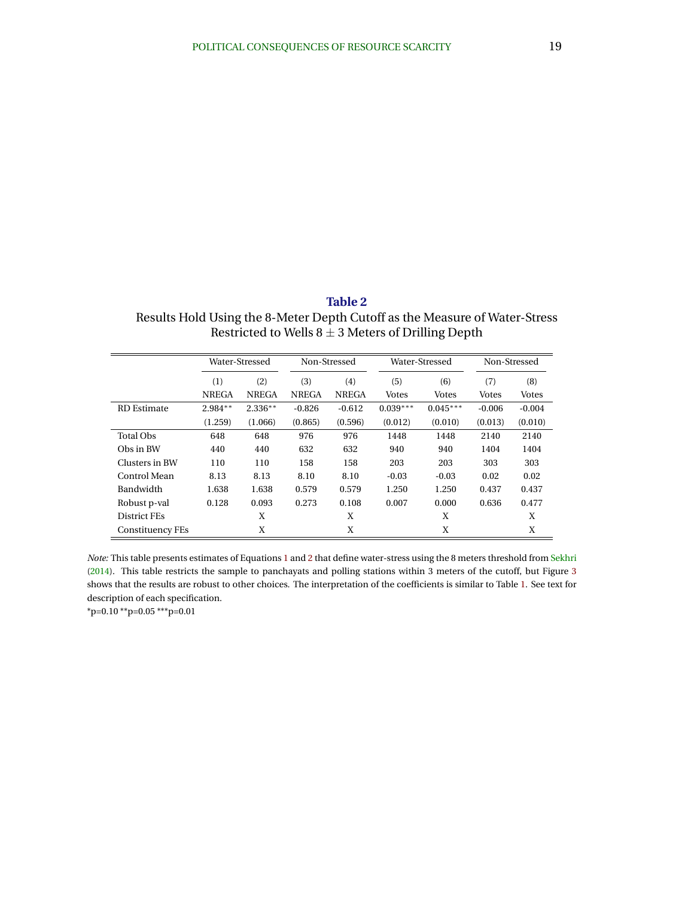**Table 2**

Results Hold Using the 8-Meter Depth Cutoff as the Measure of Water-Stress
Restricted to Wells $8 \pm 3$ Meters of Drilling Depth

| | Water-Stressed | | Non-Stressed | | Water-Stressed | | Non-Stressed | |
|---|---|---|---|---|---|---|---|---|
| | (1) | (2) | (3) | (4) | (5) | (6) | (7) | (8) |
| | NREGA | NREGA | NREGA | NREGA | Votes | Votes | Votes | Votes |
| RD Estimate | 2.984** | 2.336** | -0.826 | -0.612 | 0.039*** | 0.045*** | -0.006 | -0.004 |
| | (1.259) | (1.066) | (0.865) | (0.596) | (0.012) | (0.010) | (0.013) | (0.010) |
| Total Obs | 648 | 648 | 976 | 976 | 1448 | 1448 | 2140 | 2140 |
| Obs in BW | 440 | 440 | 632 | 632 | 940 | 940 | 1404 | 1404 |
| Clusters in BW | 110 | 110 | 158 | 158 | 203 | 203 | 303 | 303 |
| Control Mean | 8.13 | 8.13 | 8.10 | 8.10 | -0.03 | -0.03 | 0.02 | 0.02 |
| Bandwidth | 1.638 | 1.638 | 0.579 | 0.579 | 1.250 | 1.250 | 0.437 | 0.437 |
| Robust p-val | 0.128 | 0.093 | 0.273 | 0.108 | 0.007 | 0.000 | 0.636 | 0.477 |
| District FEs | | X | | X | | X | | X |
| Constituency FEs | | X | | X | | X | | X |

*Note:* This table presents estimates of Equations 1 and 2 that define water-stress using the 8 meters threshold from Sekhri (2014). This table restricts the sample to panchayats and polling stations within 3 meters of the cutoff, but Figure 3 shows that the results are robust to other choices. The interpretation of the coefficients is similar to Table 1. See text for description of each specification.

*p=0.10 **p=0.05 ***p=0.01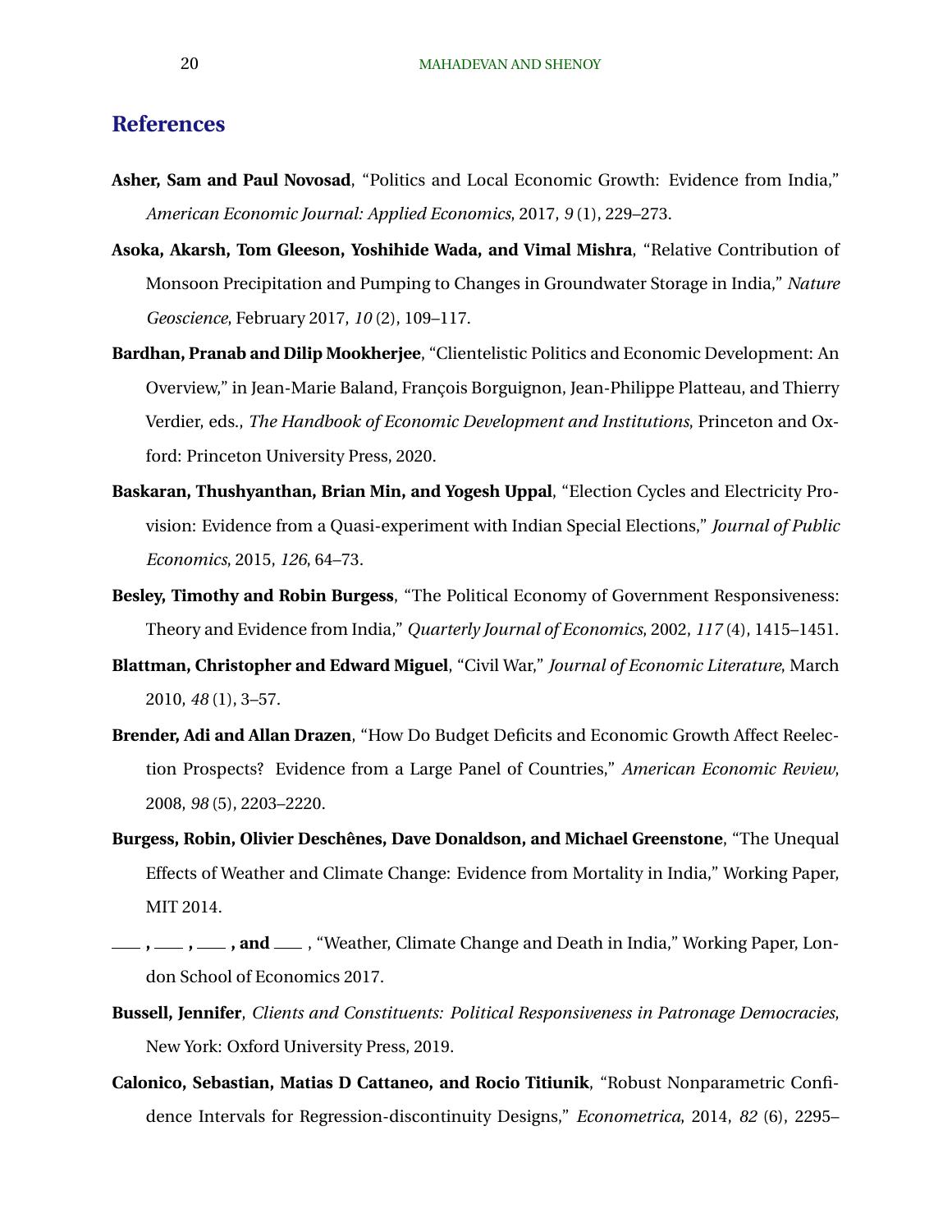## References

**Asher, Sam and Paul Novosad**, "Politics and Local Economic Growth: Evidence from India," *American Economic Journal: Applied Economics*, 2017, *9* (1), 229–273.

**Asoka, Akarsh, Tom Gleeson, Yoshihide Wada, and Vimal Mishra**, "Relative Contribution of Monsoon Precipitation and Pumping to Changes in Groundwater Storage in India," *Nature Geoscience*, February 2017, *10* (2), 109–117.

**Bardhan, Pranab and Dilip Mookherjee**, "Clientelistic Politics and Economic Development: An Overview," in Jean-Marie Baland, François Borguignon, Jean-Philippe Platteau, and Thierry Verdier, eds., *The Handbook of Economic Development and Institutions*, Princeton and Oxford: Princeton University Press, 2020.

**Baskaran, Thushyanthan, Brian Min, and Yogesh Uppal**, "Election Cycles and Electricity Provision: Evidence from a Quasi-experiment with Indian Special Elections," *Journal of Public Economics*, 2015, *126*, 64–73.

**Besley, Timothy and Robin Burgess**, "The Political Economy of Government Responsiveness: Theory and Evidence from India," *Quarterly Journal of Economics*, 2002, *117* (4), 1415–1451.

**Blattman, Christopher and Edward Miguel**, "Civil War," *Journal of Economic Literature*, March 2010, *48* (1), 3–57.

**Brender, Adi and Allan Drazen**, "How Do Budget Deficits and Economic Growth Affect Reelection Prospects? Evidence from a Large Panel of Countries," *American Economic Review*, 2008, *98* (5), 2203–2220.

**Burgess, Robin, Olivier Deschênes, Dave Donaldson, and Michael Greenstone**, "The Unequal Effects of Weather and Climate Change: Evidence from Mortality in India," Working Paper, MIT 2014.

**\_\_\_, \_\_\_, \_\_\_, and \_\_\_**, "Weather, Climate Change and Death in India," Working Paper, London School of Economics 2017.

**Bussell, Jennifer**, *Clients and Constituents: Political Responsiveness in Patronage Democracies*, New York: Oxford University Press, 2019.

**Calonico, Sebastian, Matias D Cattaneo, and Rocio Titiunik**, "Robust Nonparametric Confidence Intervals for Regression-discontinuity Designs," *Econometrica*, 2014, *82* (6), 2295–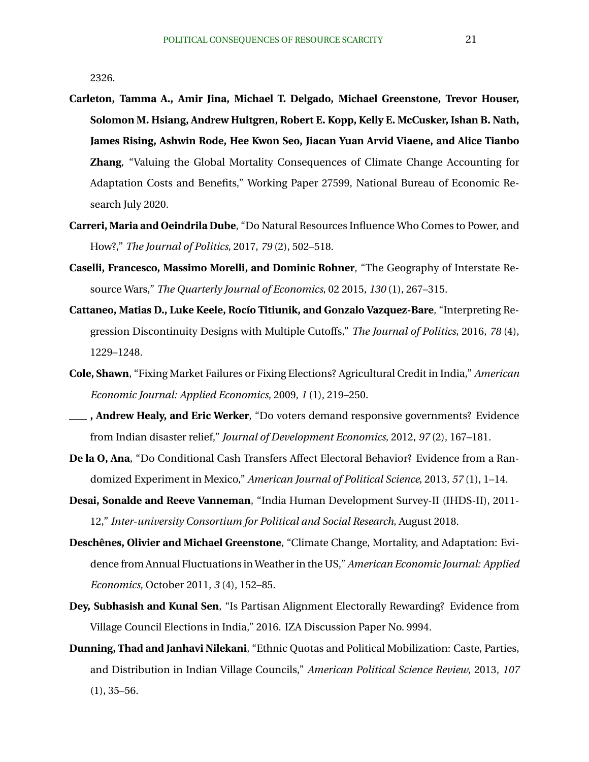2326.

**Carleton, Tamma A., Amir Jina, Michael T. Delgado, Michael Greenstone, Trevor Houser, Solomon M. Hsiang, Andrew Hultgren, Robert E. Kopp, Kelly E. McCusker, Ishan B. Nath, James Rising, Ashwin Rode, Hee Kwon Seo, Jiacan Yuan Arvid Viaene, and Alice Tianbo Zhang**, "Valuing the Global Mortality Consequences of Climate Change Accounting for Adaptation Costs and Benefits," Working Paper 27599, National Bureau of Economic Research July 2020.

**Carreri, Maria and Oeindrila Dube**, "Do Natural Resources Influence Who Comes to Power, and How?," *The Journal of Politics*, 2017, *79* (2), 502–518.

**Caselli, Francesco, Massimo Morelli, and Dominic Rohner**, "The Geography of Interstate Resource Wars," *The Quarterly Journal of Economics*, 02 2015, *130* (1), 267–315.

**Cattaneo, Matias D., Luke Keele, Rocío Titiunik, and Gonzalo Vazquez-Bare**, "Interpreting Regression Discontinuity Designs with Multiple Cutoffs," *The Journal of Politics*, 2016, *78* (4), 1229–1248.

**Cole, Shawn**, "Fixing Market Failures or Fixing Elections? Agricultural Credit in India," *American Economic Journal: Applied Economics*, 2009, *1* (1), 219–250.

**\_\_\_\_, Andrew Healy, and Eric Werker**, "Do voters demand responsive governments? Evidence from Indian disaster relief," *Journal of Development Economics*, 2012, *97* (2), 167–181.

**De la O, Ana**, "Do Conditional Cash Transfers Affect Electoral Behavior? Evidence from a Randomized Experiment in Mexico," *American Journal of Political Science*, 2013, *57* (1), 1–14.

**Desai, Sonalde and Reeve Vanneman**, "India Human Development Survey-II (IHDS-II), 2011-12," *Inter-university Consortium for Political and Social Research*, August 2018.

**Deschênes, Olivier and Michael Greenstone**, "Climate Change, Mortality, and Adaptation: Evidence from Annual Fluctuations in Weather in the US," *American Economic Journal: Applied Economics*, October 2011, *3* (4), 152–85.

**Dey, Subhasish and Kunal Sen**, "Is Partisan Alignment Electorally Rewarding? Evidence from Village Council Elections in India," 2016. IZA Discussion Paper No. 9994.

**Dunning, Thad and Janhavi Nilekani**, "Ethnic Quotas and Political Mobilization: Caste, Parties, and Distribution in Indian Village Councils," *American Political Science Review*, 2013, *107* (1), 35–56.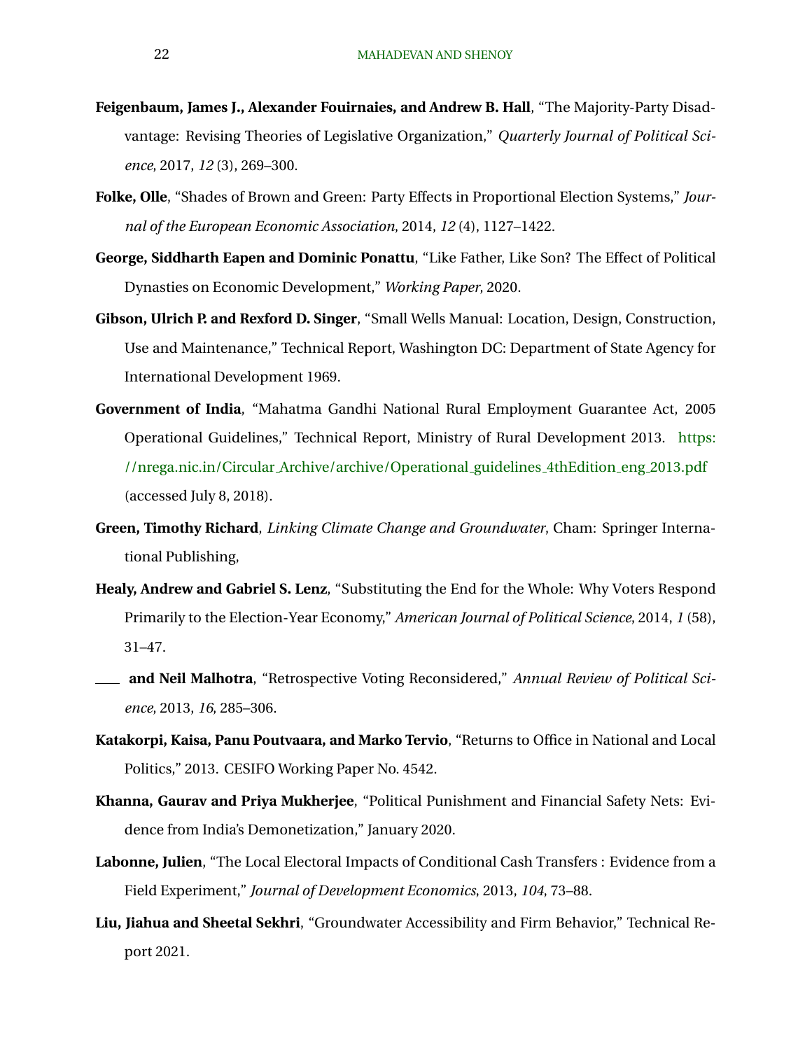**Feigenbaum, James J., Alexander Fouirnaies, and Andrew B. Hall**, "The Majority-Party Disadvantage: Revising Theories of Legislative Organization," *Quarterly Journal of Political Science*, 2017, *12* (3), 269–300.

**Folke, Olle**, "Shades of Brown and Green: Party Effects in Proportional Election Systems," *Journal of the European Economic Association*, 2014, *12* (4), 1127–1422.

**George, Siddharth Eapen and Dominic Ponattu**, "Like Father, Like Son? The Effect of Political Dynasties on Economic Development," *Working Paper*, 2020.

**Gibson, Ulrich P. and Rexford D. Singer**, "Small Wells Manual: Location, Design, Construction, Use and Maintenance," Technical Report, Washington DC: Department of State Agency for International Development 1969.

**Government of India**, "Mahatma Gandhi National Rural Employment Guarantee Act, 2005 Operational Guidelines," Technical Report, Ministry of Rural Development 2013. https://nrega.nic.in/Circular_Archive/archive/Operational_guidelines_4thEdition_eng_2013.pdf (accessed July 8, 2018).

**Green, Timothy Richard**, *Linking Climate Change and Groundwater*, Cham: Springer International Publishing,

**Healy, Andrew and Gabriel S. Lenz**, "Substituting the End for the Whole: Why Voters Respond Primarily to the Election-Year Economy," *American Journal of Political Science*, 2014, *1* (58), 31–47.

___ **and Neil Malhotra**, "Retrospective Voting Reconsidered," *Annual Review of Political Science*, 2013, *16*, 285–306.

**Katakorpi, Kaisa, Panu Poutvaara, and Marko Tervio**, "Returns to Office in National and Local Politics," 2013. CESIFO Working Paper No. 4542.

**Khanna, Gaurav and Priya Mukherjee**, "Political Punishment and Financial Safety Nets: Evidence from India's Demonetization," January 2020.

**Labonne, Julien**, "The Local Electoral Impacts of Conditional Cash Transfers : Evidence from a Field Experiment," *Journal of Development Economics*, 2013, *104*, 73–88.

**Liu, Jiahua and Sheetal Sekhri**, "Groundwater Accessibility and Firm Behavior," Technical Report 2021.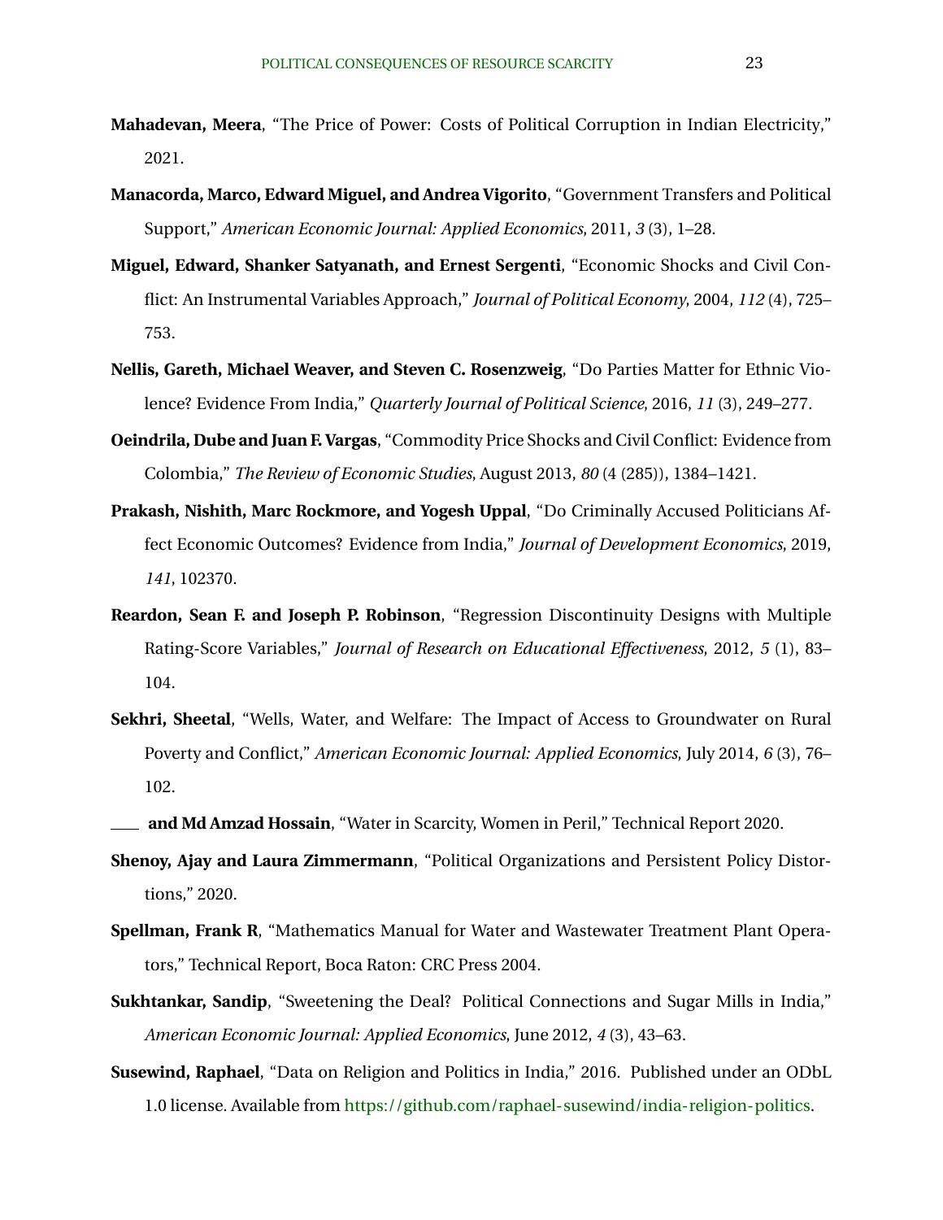**Mahadevan, Meera**, "The Price of Power: Costs of Political Corruption in Indian Electricity," 2021.

**Manacorda, Marco, Edward Miguel, and Andrea Vigorito**, "Government Transfers and Political Support," *American Economic Journal: Applied Economics*, 2011, *3* (3), 1–28.

**Miguel, Edward, Shanker Satyanath, and Ernest Sergenti**, "Economic Shocks and Civil Conflict: An Instrumental Variables Approach," *Journal of Political Economy*, 2004, *112* (4), 725–753.

**Nellis, Gareth, Michael Weaver, and Steven C. Rosenzweig**, "Do Parties Matter for Ethnic Violence? Evidence From India," *Quarterly Journal of Political Science*, 2016, *11* (3), 249–277.

**Oeindrila, Dube and Juan F. Vargas**, "Commodity Price Shocks and Civil Conflict: Evidence from Colombia," *The Review of Economic Studies*, August 2013, *80* (4 (285)), 1384–1421.

**Prakash, Nishith, Marc Rockmore, and Yogesh Uppal**, "Do Criminally Accused Politicians Affect Economic Outcomes? Evidence from India," *Journal of Development Economics*, 2019, *141*, 102370.

**Reardon, Sean F. and Joseph P. Robinson**, "Regression Discontinuity Designs with Multiple Rating-Score Variables," *Journal of Research on Educational Effectiveness*, 2012, *5* (1), 83–104.

**Sekhri, Sheetal**, "Wells, Water, and Welfare: The Impact of Access to Groundwater on Rural Poverty and Conflict," *American Economic Journal: Applied Economics*, July 2014, *6* (3), 76–102.

____ **and Md Amzad Hossain**, "Water in Scarcity, Women in Peril," Technical Report 2020.

**Shenoy, Ajay and Laura Zimmermann**, "Political Organizations and Persistent Policy Distortions," 2020.

**Spellman, Frank R**, "Mathematics Manual for Water and Wastewater Treatment Plant Operators," Technical Report, Boca Raton: CRC Press 2004.

**Sukhtankar, Sandip**, "Sweetening the Deal? Political Connections and Sugar Mills in India," *American Economic Journal: Applied Economics*, June 2012, *4* (3), 43–63.

**Susewind, Raphael**, "Data on Religion and Politics in India," 2016. Published under an ODbL 1.0 license. Available from https://github.com/raphael-susewind/india-religion-politics.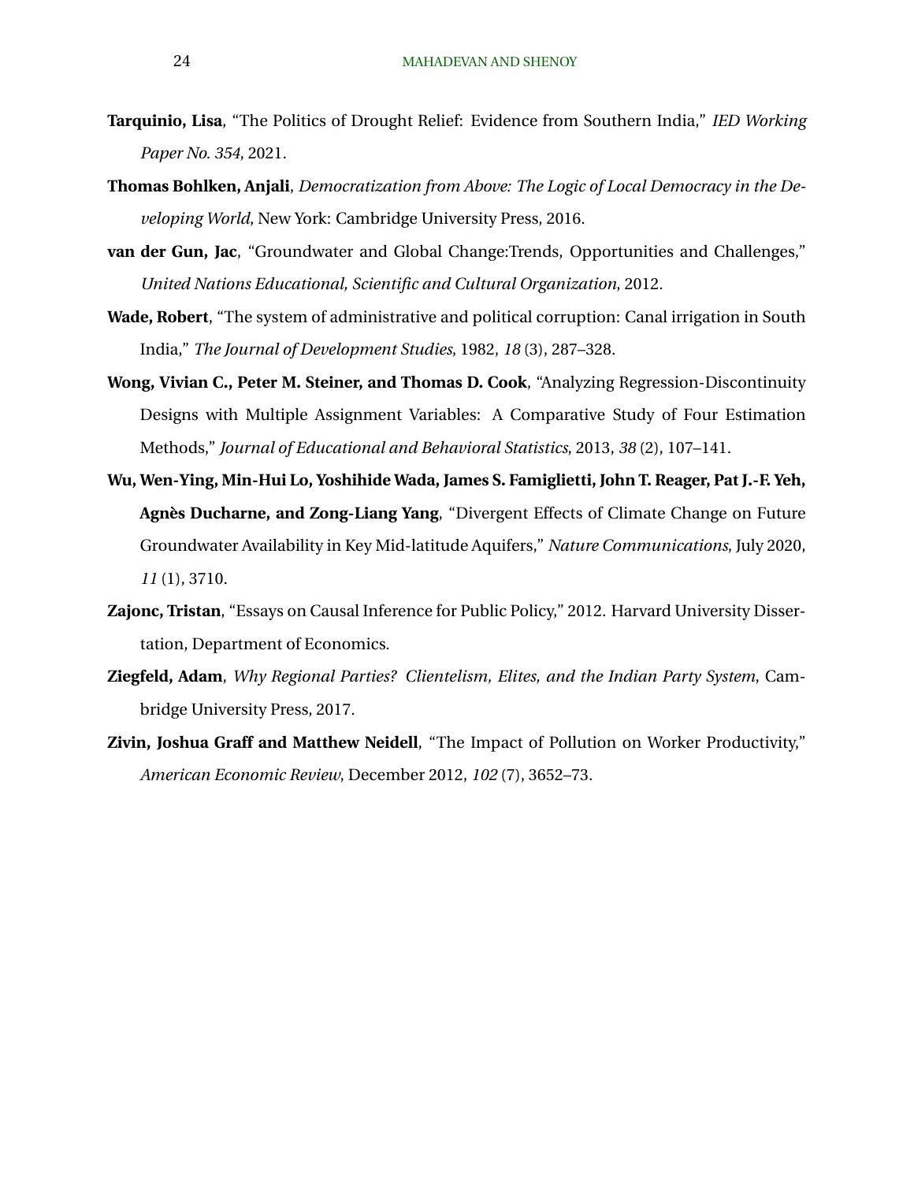**Tarquinio, Lisa**, "The Politics of Drought Relief: Evidence from Southern India," *IED Working Paper No. 354*, 2021.

**Thomas Bohlken, Anjali**, *Democratization from Above: The Logic of Local Democracy in the Developing World*, New York: Cambridge University Press, 2016.

**van der Gun, Jac**, "Groundwater and Global Change:Trends, Opportunities and Challenges," *United Nations Educational, Scientific and Cultural Organization*, 2012.

**Wade, Robert**, "The system of administrative and political corruption: Canal irrigation in South India," *The Journal of Development Studies*, 1982, *18* (3), 287–328.

**Wong, Vivian C., Peter M. Steiner, and Thomas D. Cook**, "Analyzing Regression-Discontinuity Designs with Multiple Assignment Variables: A Comparative Study of Four Estimation Methods," *Journal of Educational and Behavioral Statistics*, 2013, *38* (2), 107–141.

**Wu, Wen-Ying, Min-Hui Lo, Yoshihide Wada, James S. Famiglietti, John T. Reager, Pat J.-F. Yeh, Agnès Ducharne, and Zong-Liang Yang**, "Divergent Effects of Climate Change on Future Groundwater Availability in Key Mid-latitude Aquifers," *Nature Communications*, July 2020, *11* (1), 3710.

**Zajonc, Tristan**, "Essays on Causal Inference for Public Policy," 2012. Harvard University Dissertation, Department of Economics.

**Ziegfeld, Adam**, *Why Regional Parties? Clientelism, Elites, and the Indian Party System*, Cambridge University Press, 2017.

**Zivin, Joshua Graff and Matthew Neidell**, "The Impact of Pollution on Worker Productivity," *American Economic Review*, December 2012, *102* (7), 3652–73.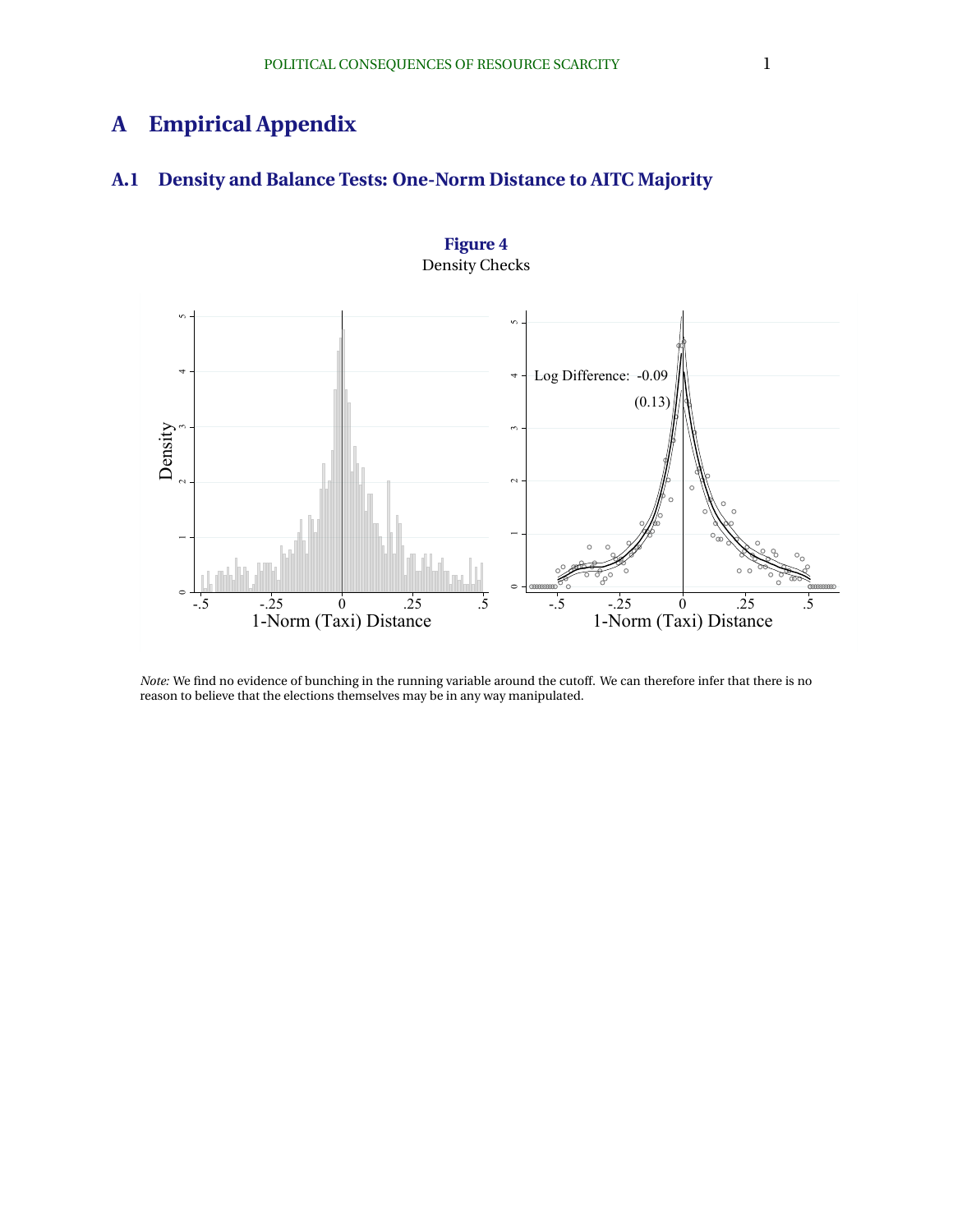# A Empirical Appendix

## A.1 Density and Balance Tests: One-Norm Distance to AITC Majority

**Figure 4**
Density Checks

*Note:* We find no evidence of bunching in the running variable around the cutoff. We can therefore infer that there is no reason to believe that the elections themselves may be in any way manipulated.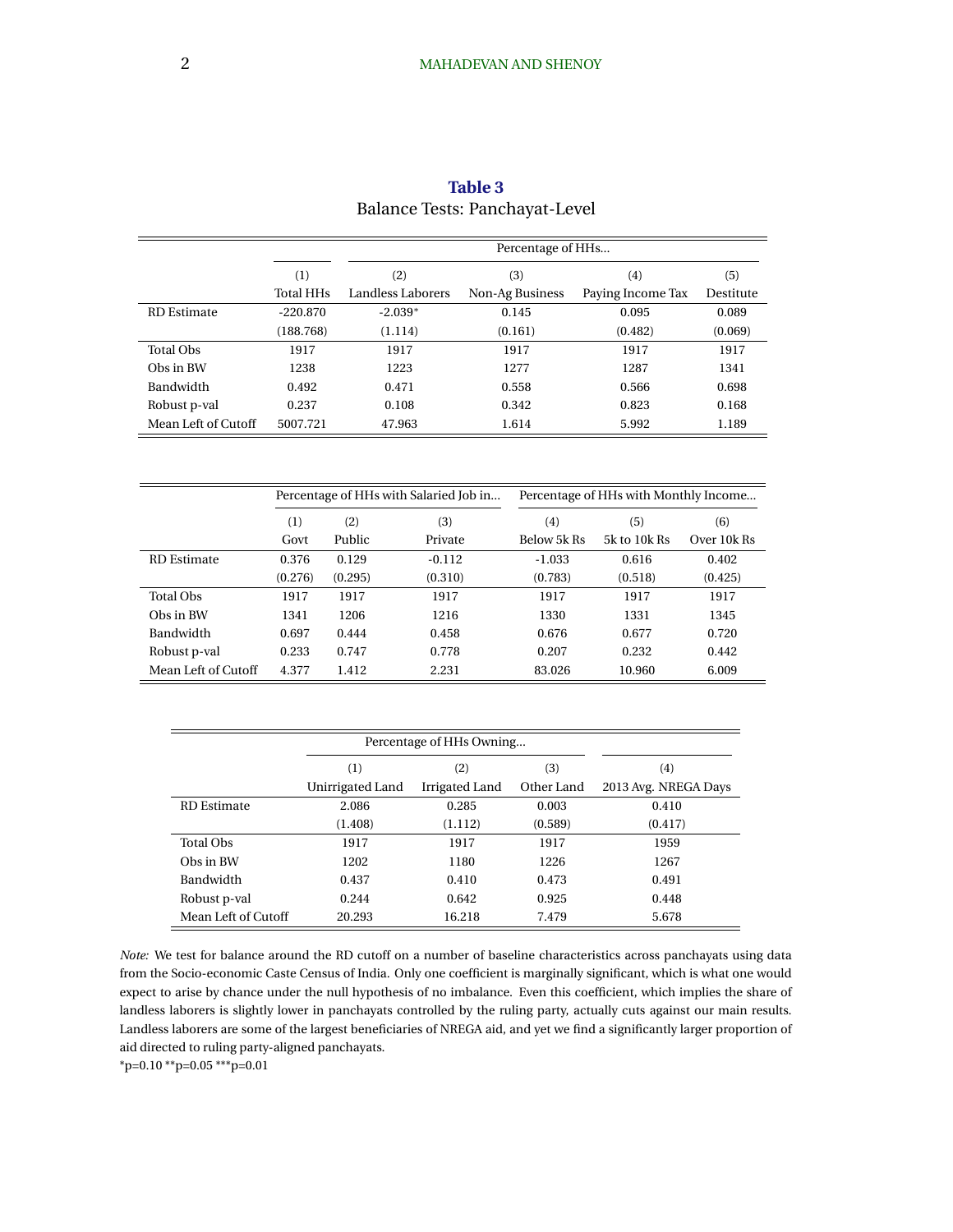**Table 3**

Balance Tests: Panchayat-Level

| | | Percentage of HHs... | | | |
|---|---|---|---|---|---|
| | (1) | (2) | (3) | (4) | (5) |
| | Total HHs | Landless Laborers | Non-Ag Business | Paying Income Tax | Destitute |
| RD Estimate | -220.870 | -2.039* | 0.145 | 0.095 | 0.089 |
| | (188.768) | (1.114) | (0.161) | (0.482) | (0.069) |
| Total Obs | 1917 | 1917 | 1917 | 1917 | 1917 |
| Obs in BW | 1238 | 1223 | 1277 | 1287 | 1341 |
| Bandwidth | 0.492 | 0.471 | 0.558 | 0.566 | 0.698 |
| Robust p-val | 0.237 | 0.108 | 0.342 | 0.823 | 0.168 |
| Mean Left of Cutoff | 5007.721 | 47.963 | 1.614 | 5.992 | 1.189 |

| | Percentage of HHs with Salaried Job in... | | | Percentage of HHs with Monthly Income... | | |
|---|---|---|---|---|---|---|
| | (1) | (2) | (3) | (4) | (5) | (6) |
| | Govt | Public | Private | Below 5k Rs | 5k to 10k Rs | Over 10k Rs |
| RD Estimate | 0.376 | 0.129 | -0.112 | -1.033 | 0.616 | 0.402 |
| | (0.276) | (0.295) | (0.310) | (0.783) | (0.518) | (0.425) |
| Total Obs | 1917 | 1917 | 1917 | 1917 | 1917 | 1917 |
| Obs in BW | 1341 | 1206 | 1216 | 1330 | 1331 | 1345 |
| Bandwidth | 0.697 | 0.444 | 0.458 | 0.676 | 0.677 | 0.720 |
| Robust p-val | 0.233 | 0.747 | 0.778 | 0.207 | 0.232 | 0.442 |
| Mean Left of Cutoff | 4.377 | 1.412 | 2.231 | 83.026 | 10.960 | 6.009 |

| | Percentage of HHs Owning... | | | |
|---|---|---|---|---|
| | (1) | (2) | (3) | (4) |
| | Unirrigated Land | Irrigated Land | Other Land | 2013 Avg. NREGA Days |
| RD Estimate | 2.086 | 0.285 | 0.003 | 0.410 |
| | (1.408) | (1.112) | (0.589) | (0.417) |
| Total Obs | 1917 | 1917 | 1917 | 1959 |
| Obs in BW | 1202 | 1180 | 1226 | 1267 |
| Bandwidth | 0.437 | 0.410 | 0.473 | 0.491 |
| Robust p-val | 0.244 | 0.642 | 0.925 | 0.448 |
| Mean Left of Cutoff | 20.293 | 16.218 | 7.479 | 5.678 |

*Note:* We test for balance around the RD cutoff on a number of baseline characteristics across panchayats using data from the Socio-economic Caste Census of India. Only one coefficient is marginally significant, which is what one would expect to arise by chance under the null hypothesis of no imbalance. Even this coefficient, which implies the share of landless laborers is slightly lower in panchayats controlled by the ruling party, actually cuts against our main results. Landless laborers are some of the largest beneficiaries of NREGA aid, and yet we find a significantly larger proportion of aid directed to ruling party-aligned panchayats.

*p=0.10 **p=0.05 ***p=0.01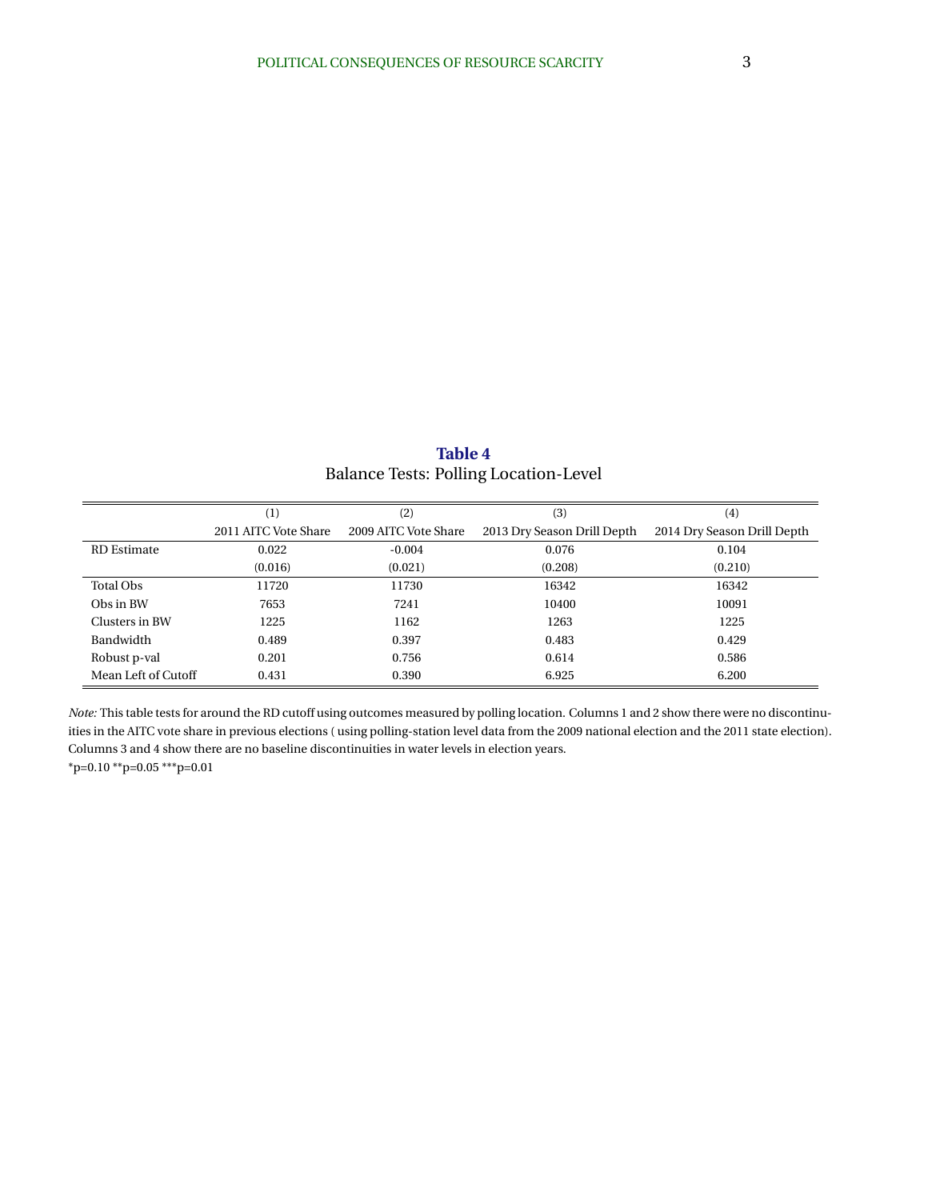**Table 4**
Balance Tests: Polling Location-Level

| | (1) | (2) | (3) | (4) |
|---|---|---|---|---|
| | 2011 AITC Vote Share | 2009 AITC Vote Share | 2013 Dry Season Drill Depth | 2014 Dry Season Drill Depth |
| RD Estimate | 0.022 | -0.004 | 0.076 | 0.104 |
| | (0.016) | (0.021) | (0.208) | (0.210) |
| Total Obs | 11720 | 11730 | 16342 | 16342 |
| Obs in BW | 7653 | 7241 | 10400 | 10091 |
| Clusters in BW | 1225 | 1162 | 1263 | 1225 |
| Bandwidth | 0.489 | 0.397 | 0.483 | 0.429 |
| Robust p-val | 0.201 | 0.756 | 0.614 | 0.586 |
| Mean Left of Cutoff | 0.431 | 0.390 | 6.925 | 6.200 |

*Note:* This table tests for around the RD cutoff using outcomes measured by polling location. Columns 1 and 2 show there were no discontinuities in the AITC vote share in previous elections ( using polling-station level data from the 2009 national election and the 2011 state election). Columns 3 and 4 show there are no baseline discontinuities in water levels in election years.

*p=0.10 **p=0.05 ***p=0.01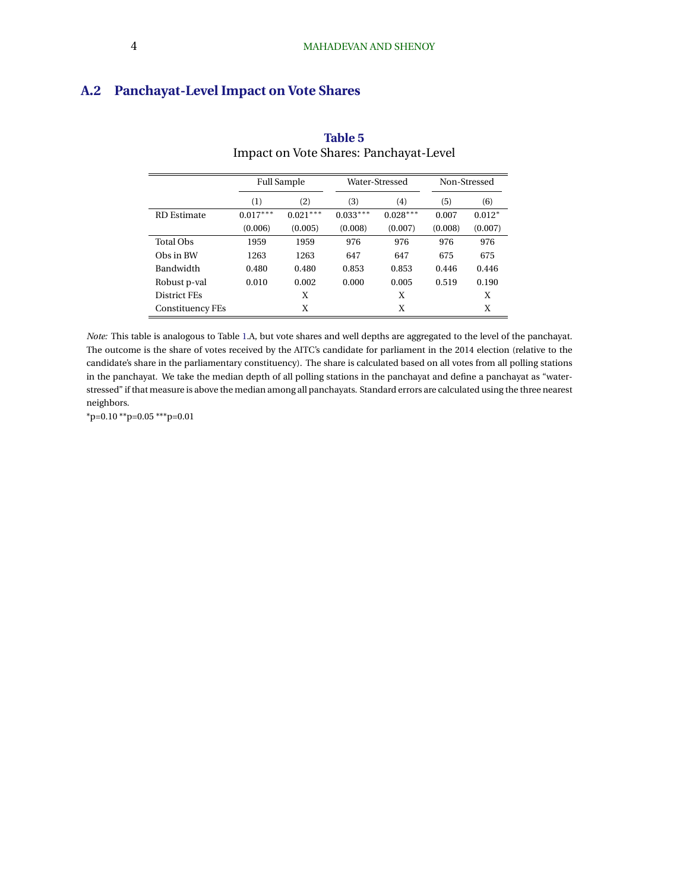## A.2 Panchayat-Level Impact on Vote Shares

**Table 5**
Impact on Vote Shares: Panchayat-Level

| | Full Sample | | Water-Stressed | | Non-Stressed | |
|---|---|---|---|---|---|---|
| | (1) | (2) | (3) | (4) | (5) | (6) |
| RD Estimate | $0.017^{***}$ | $0.021^{***}$ | $0.033^{***}$ | $0.028^{***}$ | 0.007 | $0.012^{*}$ |
| | (0.006) | (0.005) | (0.008) | (0.007) | (0.008) | (0.007) |
| Total Obs | 1959 | 1959 | 976 | 976 | 976 | 976 |
| Obs in BW | 1263 | 1263 | 647 | 647 | 675 | 675 |
| Bandwidth | 0.480 | 0.480 | 0.853 | 0.853 | 0.446 | 0.446 |
| Robust p-val | 0.010 | 0.002 | 0.000 | 0.005 | 0.519 | 0.190 |
| District FEs | | X | | X | | X |
| Constituency FEs | | X | | X | | X |

*Note:* This table is analogous to Table 1.A, but vote shares and well depths are aggregated to the level of the panchayat. The outcome is the share of votes received by the AITC's candidate for parliament in the 2014 election (relative to the candidate's share in the parliamentary constituency). The share is calculated based on all votes from all polling stations in the panchayat. We take the median depth of all polling stations in the panchayat and define a panchayat as "water-stressed" if that measure is above the median among all panchayats. Standard errors are calculated using the three nearest neighbors.

*p=0.10 **p=0.05 ***p=0.01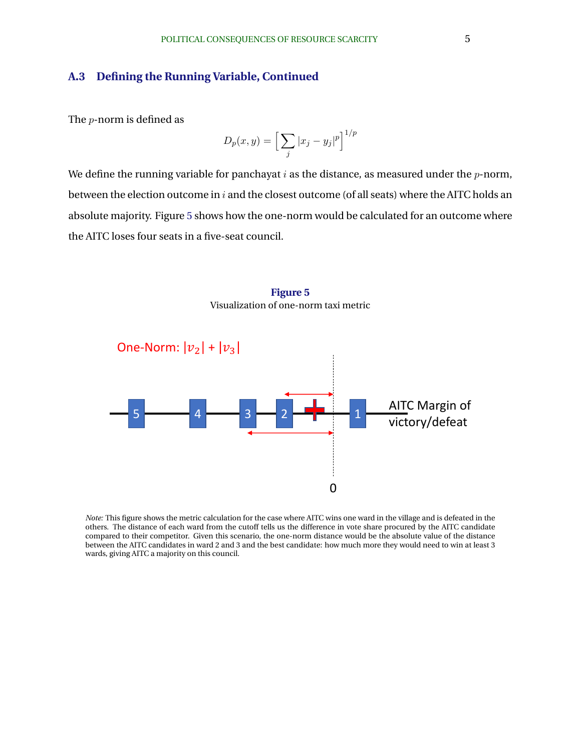## A.3 Defining the Running Variable, Continued

The $p$-norm is defined as

$$D_p(x, y) = \Big[\sum_j |x_j - y_j|^p\Big]^{1/p}$$

We define the running variable for panchayat $i$ as the distance, as measured under the $p$-norm, between the election outcome in $i$ and the closest outcome (of all seats) where the AITC holds an absolute majority. Figure 5 shows how the one-norm would be calculated for an outcome where the AITC loses four seats in a five-seat council.

**Figure 5**
Visualization of one-norm taxi metric

One-Norm: $|v_2| + |v_3|$

5 4 3 2 1 AITC Margin of victory/defeat

0

*Note:* This figure shows the metric calculation for the case where AITC wins one ward in the village and is defeated in the others. The distance of each ward from the cutoff tells us the difference in vote share procured by the AITC candidate compared to their competitor. Given this scenario, the one-norm distance would be the absolute value of the distance between the AITC candidates in ward 2 and 3 and the best candidate: how much more they would need to win at least 3 wards, giving AITC a majority on this council.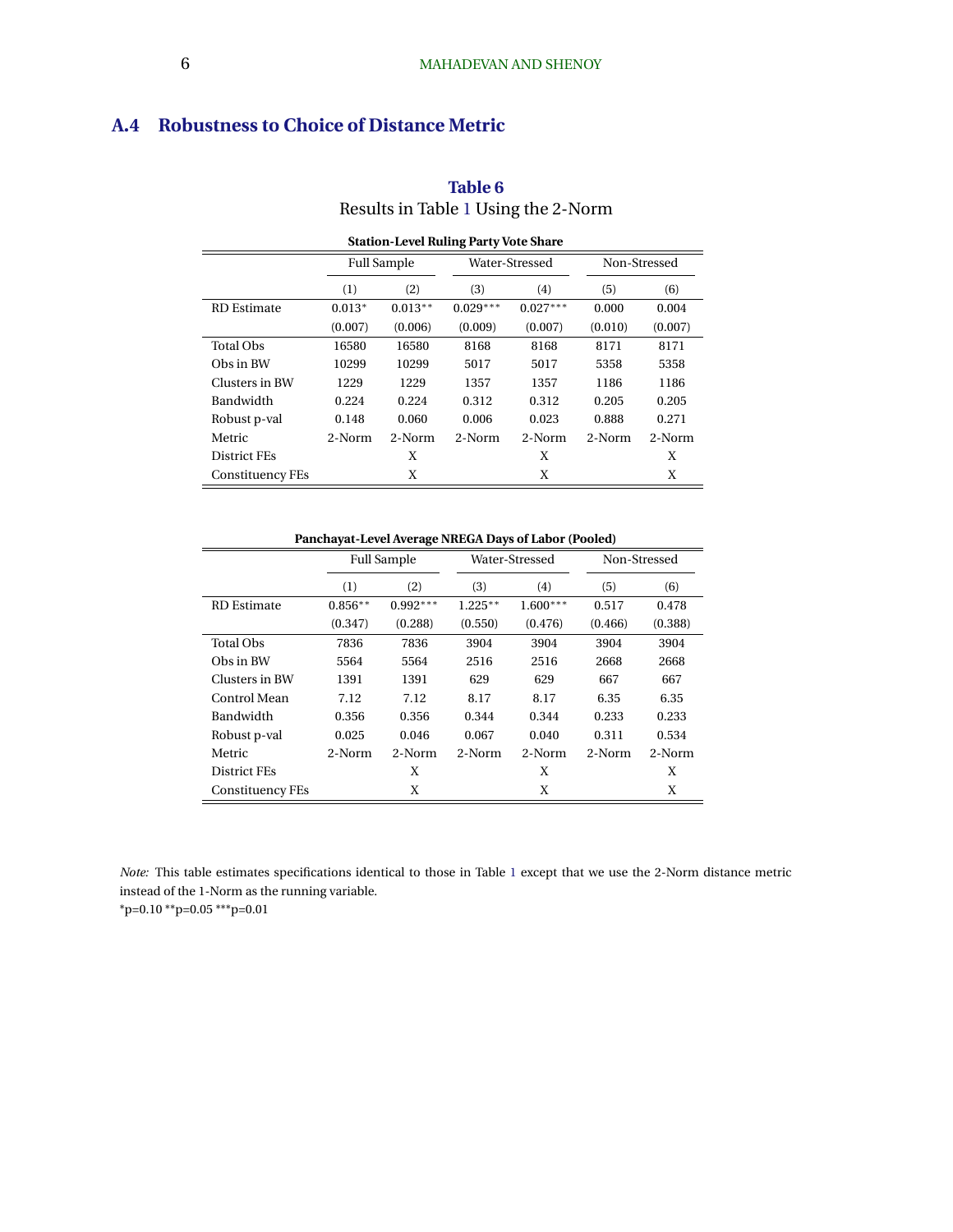## A.4 Robustness to Choice of Distance Metric

**Table 6**
Results in Table 1 Using the 2-Norm

**Station-Level Ruling Party Vote Share**

| | Full Sample | | Water-Stressed | | Non-Stressed | |
|---|---|---|---|---|---|---|
| | (1) | (2) | (3) | (4) | (5) | (6) |
| RD Estimate | 0.013* | 0.013** | 0.029*** | 0.027*** | 0.000 | 0.004 |
| | (0.007) | (0.006) | (0.009) | (0.007) | (0.010) | (0.007) |
| Total Obs | 16580 | 16580 | 8168 | 8168 | 8171 | 8171 |
| Obs in BW | 10299 | 10299 | 5017 | 5017 | 5358 | 5358 |
| Clusters in BW | 1229 | 1229 | 1357 | 1357 | 1186 | 1186 |
| Bandwidth | 0.224 | 0.224 | 0.312 | 0.312 | 0.205 | 0.205 |
| Robust p-val | 0.148 | 0.060 | 0.006 | 0.023 | 0.888 | 0.271 |
| Metric | 2-Norm | 2-Norm | 2-Norm | 2-Norm | 2-Norm | 2-Norm |
| District FEs | | X | | X | | X |
| Constituency FEs | | X | | X | | X |

**Panchayat-Level Average NREGA Days of Labor (Pooled)**

| | Full Sample | | Water-Stressed | | Non-Stressed | |
|---|---|---|---|---|---|---|
| | (1) | (2) | (3) | (4) | (5) | (6) |
| RD Estimate | 0.856** | 0.992*** | 1.225** | 1.600*** | 0.517 | 0.478 |
| | (0.347) | (0.288) | (0.550) | (0.476) | (0.466) | (0.388) |
| Total Obs | 7836 | 7836 | 3904 | 3904 | 3904 | 3904 |
| Obs in BW | 5564 | 5564 | 2516 | 2516 | 2668 | 2668 |
| Clusters in BW | 1391 | 1391 | 629 | 629 | 667 | 667 |
| Control Mean | 7.12 | 7.12 | 8.17 | 8.17 | 6.35 | 6.35 |
| Bandwidth | 0.356 | 0.356 | 0.344 | 0.344 | 0.233 | 0.233 |
| Robust p-val | 0.025 | 0.046 | 0.067 | 0.040 | 0.311 | 0.534 |
| Metric | 2-Norm | 2-Norm | 2-Norm | 2-Norm | 2-Norm | 2-Norm |
| District FEs | | X | | X | | X |
| Constituency FEs | | X | | X | | X |

*Note:* This table estimates specifications identical to those in Table 1 except that we use the 2-Norm distance metric instead of the 1-Norm as the running variable.
*p=0.10 **p=0.05 ***p=0.01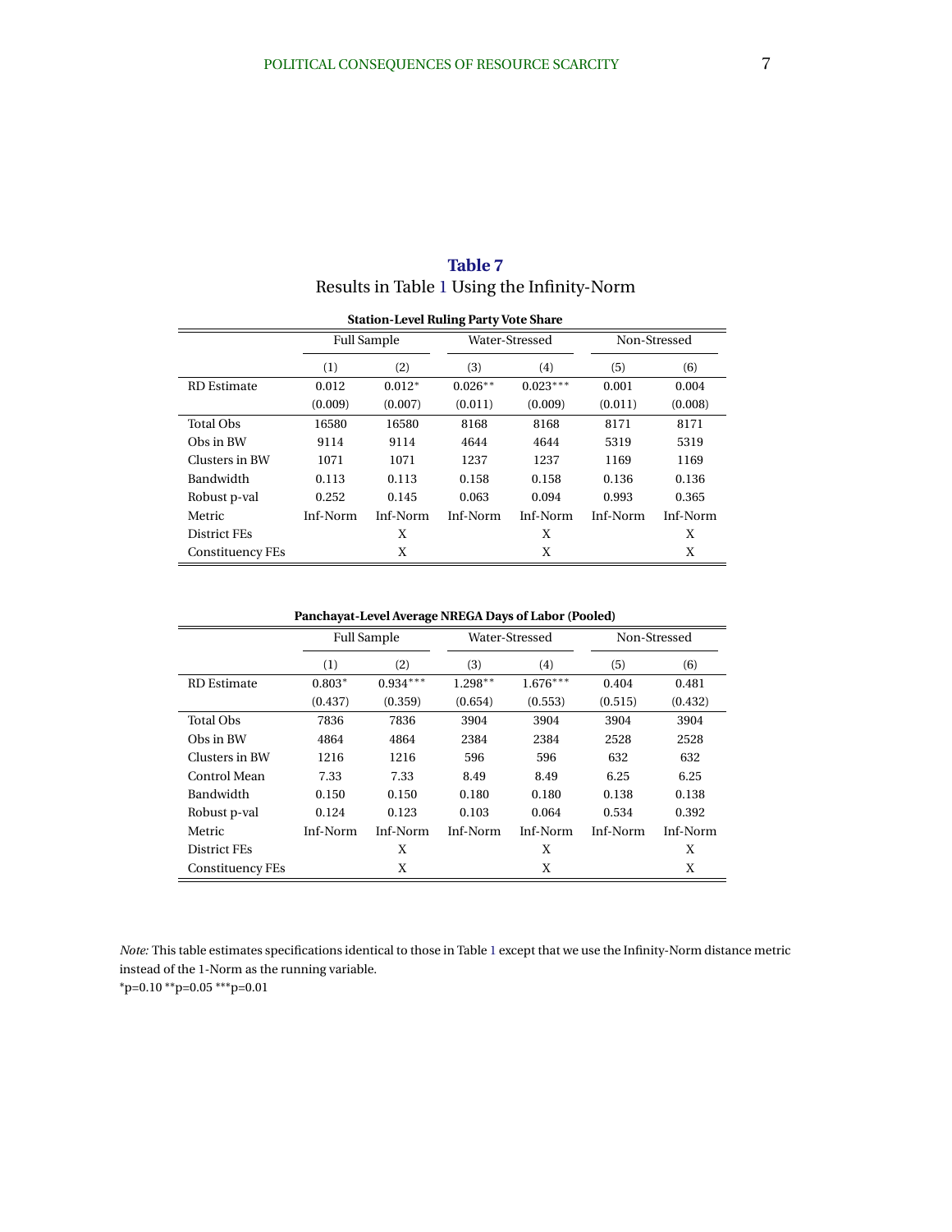**Table 7**
Results in Table 1 Using the Infinity-Norm

**Station-Level Ruling Party Vote Share**

| | Full Sample | | Water-Stressed | | Non-Stressed | |
|---|---|---|---|---|---|---|
| | (1) | (2) | (3) | (4) | (5) | (6) |
| RD Estimate | 0.012 | 0.012* | 0.026** | 0.023*** | 0.001 | 0.004 |
| | (0.009) | (0.007) | (0.011) | (0.009) | (0.011) | (0.008) |
| Total Obs | 16580 | 16580 | 8168 | 8168 | 8171 | 8171 |
| Obs in BW | 9114 | 9114 | 4644 | 4644 | 5319 | 5319 |
| Clusters in BW | 1071 | 1071 | 1237 | 1237 | 1169 | 1169 |
| Bandwidth | 0.113 | 0.113 | 0.158 | 0.158 | 0.136 | 0.136 |
| Robust p-val | 0.252 | 0.145 | 0.063 | 0.094 | 0.993 | 0.365 |
| Metric | Inf-Norm | Inf-Norm | Inf-Norm | Inf-Norm | Inf-Norm | Inf-Norm |
| District FEs | | X | | X | | X |
| Constituency FEs | | X | | X | | X |

**Panchayat-Level Average NREGA Days of Labor (Pooled)**

| | Full Sample | | Water-Stressed | | Non-Stressed | |
|---|---|---|---|---|---|---|
| | (1) | (2) | (3) | (4) | (5) | (6) |
| RD Estimate | 0.803* | 0.934*** | 1.298** | 1.676*** | 0.404 | 0.481 |
| | (0.437) | (0.359) | (0.654) | (0.553) | (0.515) | (0.432) |
| Total Obs | 7836 | 7836 | 3904 | 3904 | 3904 | 3904 |
| Obs in BW | 4864 | 4864 | 2384 | 2384 | 2528 | 2528 |
| Clusters in BW | 1216 | 1216 | 596 | 596 | 632 | 632 |
| Control Mean | 7.33 | 7.33 | 8.49 | 8.49 | 6.25 | 6.25 |
| Bandwidth | 0.150 | 0.150 | 0.180 | 0.180 | 0.138 | 0.138 |
| Robust p-val | 0.124 | 0.123 | 0.103 | 0.064 | 0.534 | 0.392 |
| Metric | Inf-Norm | Inf-Norm | Inf-Norm | Inf-Norm | Inf-Norm | Inf-Norm |
| District FEs | | X | | X | | X |
| Constituency FEs | | X | | X | | X |

*Note:* This table estimates specifications identical to those in Table 1 except that we use the Infinity-Norm distance metric instead of the 1-Norm as the running variable.
*p=0.10 **p=0.05 ***p=0.01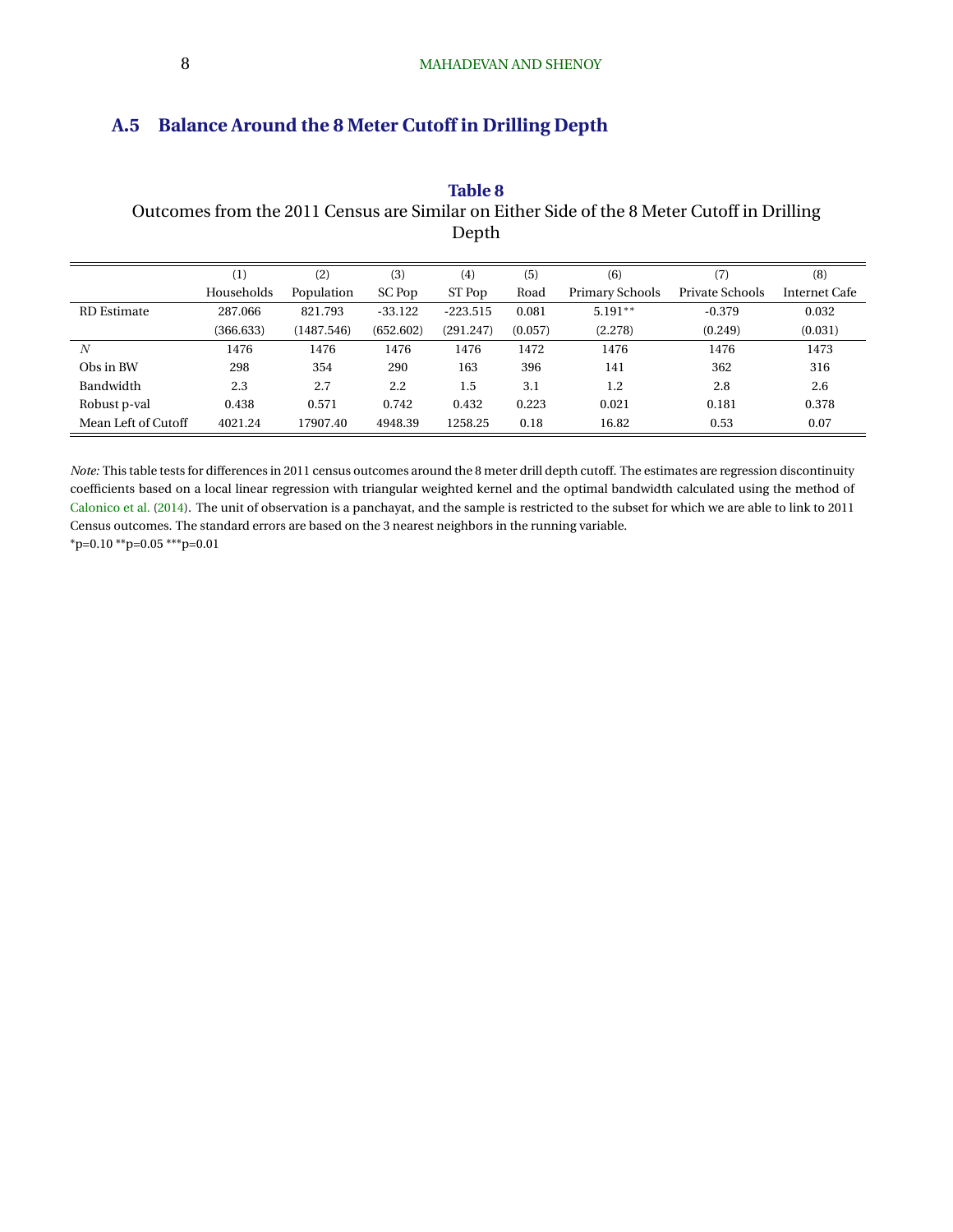## A.5 Balance Around the 8 Meter Cutoff in Drilling Depth

**Table 8**

Outcomes from the 2011 Census are Similar on Either Side of the 8 Meter Cutoff in Drilling Depth

| | (1) Households | (2) Population | (3) SC Pop | (4) ST Pop | (5) Road | (6) Primary Schools | (7) Private Schools | (8) Internet Cafe |
|---|---|---|---|---|---|---|---|---|
| RD Estimate | 287.066 | 821.793 | -33.122 | -223.515 | 0.081 | 5.191** | -0.379 | 0.032 |
| | (366.633) | (1487.546) | (652.602) | (291.247) | (0.057) | (2.278) | (0.249) | (0.031) |
| $N$ | 1476 | 1476 | 1476 | 1476 | 1472 | 1476 | 1476 | 1473 |
| Obs in BW | 298 | 354 | 290 | 163 | 396 | 141 | 362 | 316 |
| Bandwidth | 2.3 | 2.7 | 2.2 | 1.5 | 3.1 | 1.2 | 2.8 | 2.6 |
| Robust p-val | 0.438 | 0.571 | 0.742 | 0.432 | 0.223 | 0.021 | 0.181 | 0.378 |
| Mean Left of Cutoff | 4021.24 | 17907.40 | 4948.39 | 1258.25 | 0.18 | 16.82 | 0.53 | 0.07 |

*Note:* This table tests for differences in 2011 census outcomes around the 8 meter drill depth cutoff. The estimates are regression discontinuity coefficients based on a local linear regression with triangular weighted kernel and the optimal bandwidth calculated using the method of Calonico et al. (2014). The unit of observation is a panchayat, and the sample is restricted to the subset for which we are able to link to 2011 Census outcomes. The standard errors are based on the 3 nearest neighbors in the running variable.

*p=0.10 **p=0.05 ***p=0.01